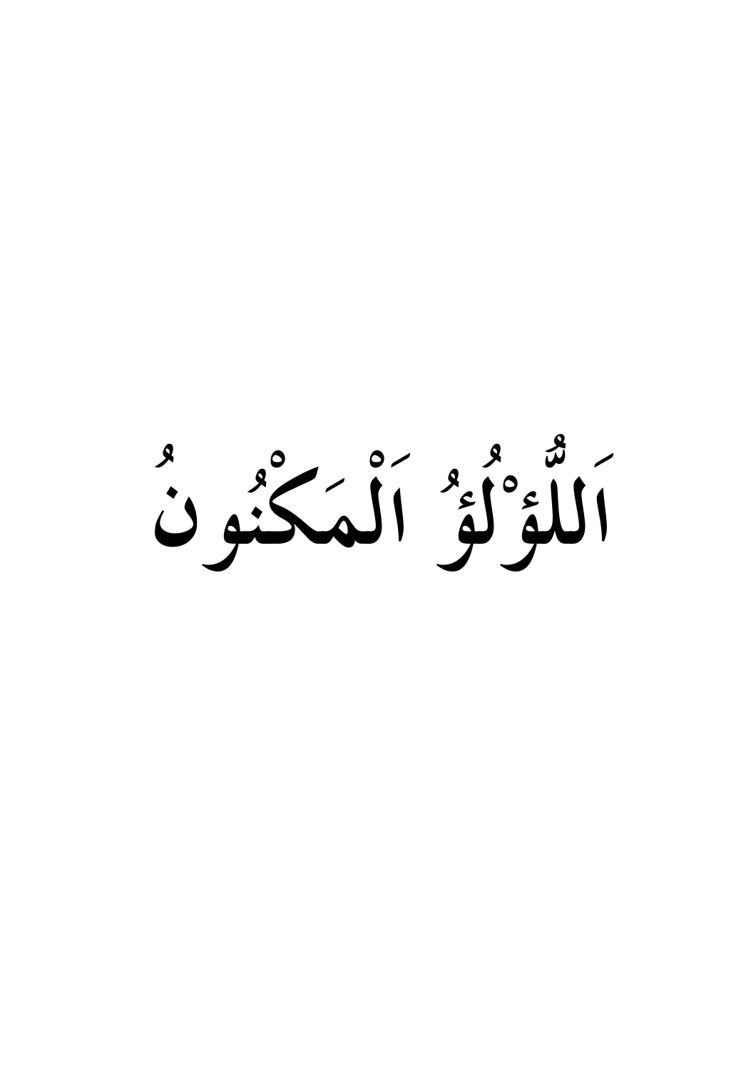# اَللُّؤْلُؤُ اَلْمَكْنُونُ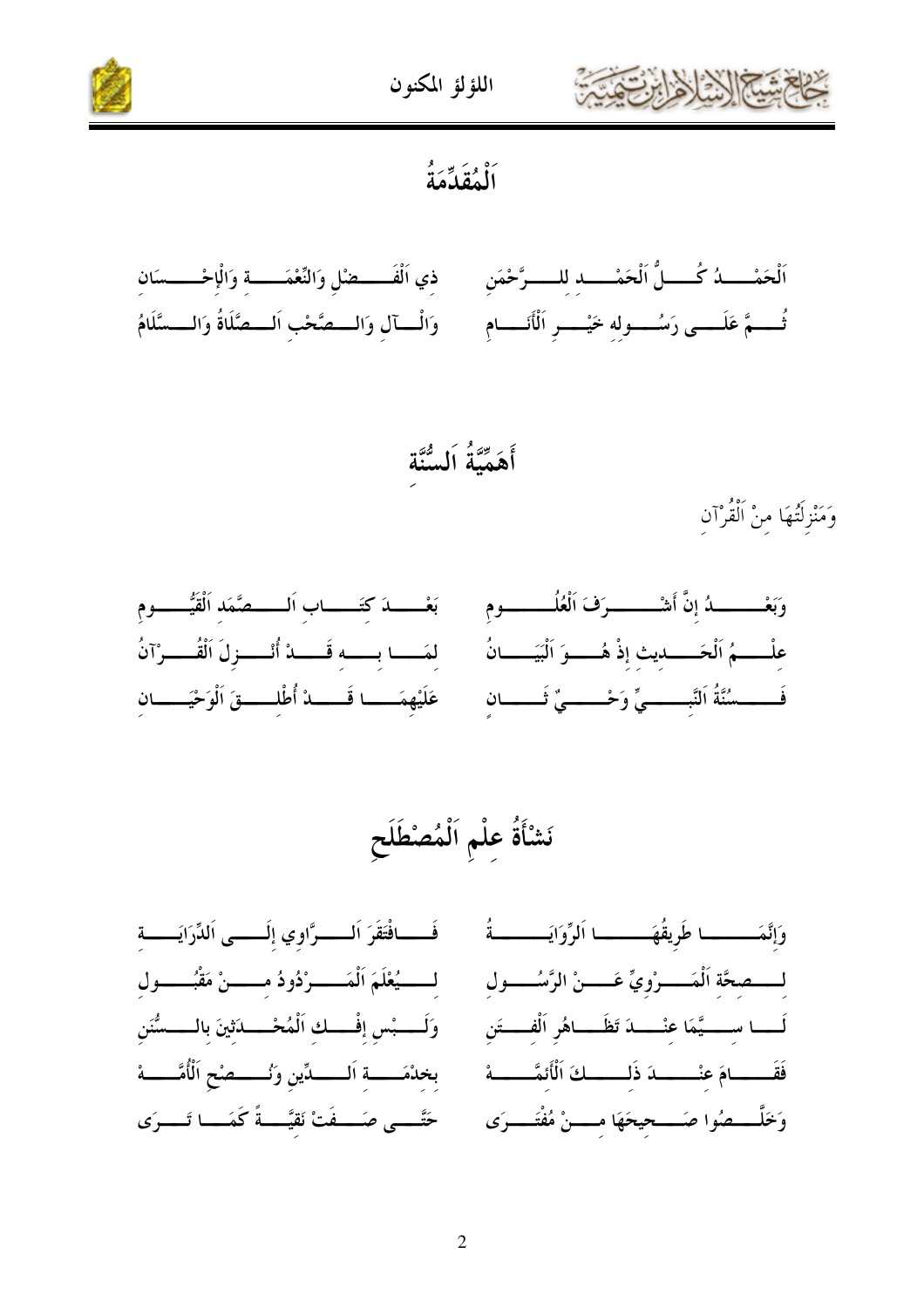# اَلْمُقَدِّمَةُ

اَلْحَمْــــدُ كُـــلُّ اَلْحَمْـــدِ للـــرَّحْمَنِ ذي اَلْفَـــضْلِ وَالنِّعْمَـــةِ وَالْإِحْـــسَانِ

ثُـــمَّ عَلَـــى رَسُـــولِهِ خَيْـــرِ اَلْأَنَـــامِ وَالْـــآلِ وَالـــصَّحْبِ اَلـــصَّلَاةُ وَالـــسَّلَامُ

# أَهَمِّيَّةُ اَلسُّنَّة

وَمَنْزِلَتُهَا مِنْ اَلْقُرْآنِ

وَبَعْـــــدُ إِنَّ أَشْـــــرَفَ اَلْعُلُـــــومِ بَعْـــدَ كِتَـــابِ اَلـــصَّمَدِ اَلْقَيُّـــومِ

عِلْـــمُ اَلْحَـــدِيثِ إِذْ هُـــوَ اَلْبَيَـــانُ لِمَـــا بِـــهِ قَـــدْ أُنْـــزِلَ اَلْقُـــرْآنُ

فَـــسُنَّةُ اَلنَّبِـــيِّ وَحْـــيٌ ثَـــانِ عَلَيْهِمَـــا قَـــدْ أُطْلِـــقَ اَلْوَحْيَـــانِ

# نَشْأَةُ عِلْمِ اَلْمُصْطَلَحِ

وَإِنَّمَـــا طَرِيقُهَـــا اَلرِّوَايَـــةُ فَـــافْتَقَرَ اَلـــرَّاوِي إِلَـــى اَلدِّرَايَـــةِ

لِـــصِحَّةِ اَلْمَـــرْوِيِّ عَـــنْ الرَّسُـــولِ لِـــيُعْلَمَ اَلْمَـــرْدُودُ مِـــنْ مَقْبُـــولِ

لَـــا سِـــيَّمَا عِنْـــدَ تَظَـــاهُرِ اَلْفِـــتَنِ وَلَـــبْسِ إِفْـــكِ اَلْمُحْـــدَثِينَ بِالـــسُّنَنِ

فَقَـــامَ عِنْـــدَ ذَلِـــكَ اَلْأَئِمَّـــةْ بِخِدْمَـــةِ اَلـــدِّينِ وَنُـــصْحِ اَلْأُمَّـــةْ

وَخَلَّـــصُوا صَـــحِيحَهَا مِـــنْ مُفْتَـــرَى حَتَّـــى صَـــفَتْ نَقِيَّـــةً كَمَـــا تَـــرَى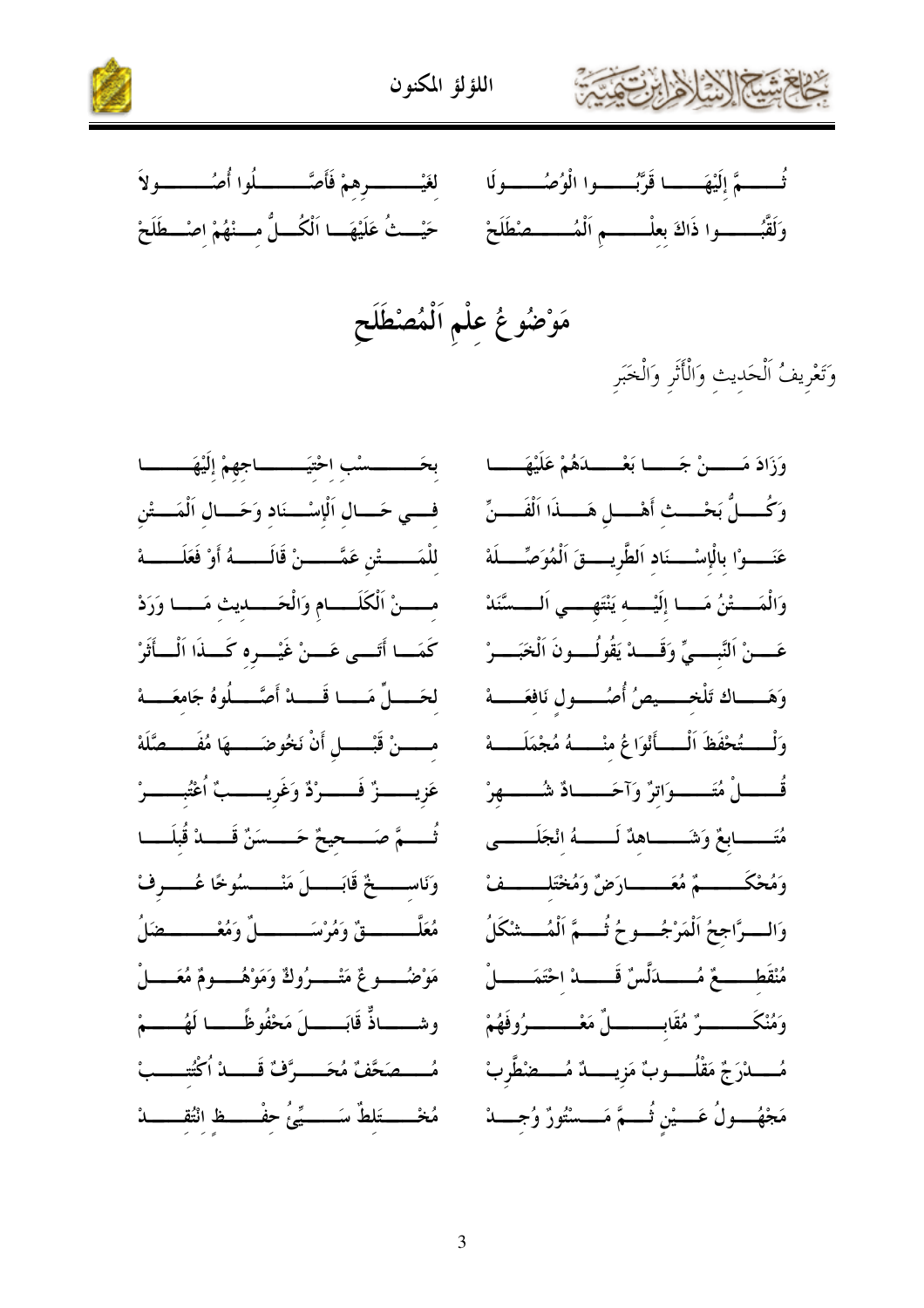ثُــــمَّ إِلَيْهَـــا قَرَّبُـــوا الْوُصُـــولَا ... لِغَيْـــــرِهِمْ فَأَصَّــــلُوا أُصُـــــولاَ

وَلَقَّبُـــوا ذَاكَ بِعِلْـــمِ اَلْمُـــصْطَلَحْ ... حَيْـــثُ عَلَيْهَـــا اَلْكُـــلُّ مِـــنْهُمْ اِصْـــطَلَحْ

## مَوْضُوعُ عِلْمِ اَلْمُصْطَلَحِ

وَتَعْرِيفُ اَلْحَدِيثِ وَالْأَثَرِ وَالْخَبَرِ

وَزَادَ مَـــنْ جَـــا بَعْـــدَهُمْ عَلَيْهَـــا ... بِحَـــسْبِ احْتِيَـــاجِهِمْ إِلَيْهَـــا

وَكُـــلُّ بَحْـــثِ أَهْـــلِ هَـــذَا اَلْفَـــنِّ ... فِـــي حَـــالِ اَلْإِسْـــنَادِ وَحَـــالِ اَلْمَـــتْنِ

عَنَـــوْا بِالْإِسْـــنَادِ اَلطَّرِيـــقَ اَلْمُوَصِّـــلَهْ ... لِلْمَـــتْنِ عَمَّـــنْ قَالَـــهُ أَوْ فَعَلَـــهْ

وَالْمَـــتْنُ مَـــا إِلَيْـــهِ يَنْتَهِـــي اَلـــسَّنَدْ ... مِـــنْ اَلْكَلَـــامِ وَالْحَـــدِيثِ مَـــا وَرَدْ

عَـــنْ اَلنَّبِـــيِّ وَقَـــدْ يَقُولُـــونَ اَلْخَبَـــرْ ... كَمَـــا أَتَـــى عَـــنْ غَيْـــرِهِ كَـــذَا اَلْـــأَثَرْ

وَهَـــاكَ تَلْخِـــيصُ أُصُـــولٍ نَافِعَـــهْ ... لِحَـــلِّ مَـــا قَـــدْ أَصَّـــلُوهُ جَامِعَـــهْ

وَلْـــتُحْفَظَ اَلْـــأَنْوَاعُ مِنْـــهُ مُجْمَلَـــهْ ... مِـــنْ قَبْـــلِ أَنْ نَخُوضَـــهَا مُفَـــصَّلَهْ

قُـــلْ مُتَـــوَاتِرٌ وَآحَـــادٌ شُـــهِرْ ... عَزِيـــزٌ فَـــرْدٌ وَغَرِيـــبٌ اُعْتُبِـــرْ

مُتَـــابِعٌ وَشَـــاهِدٌ لَـــهُ انْجَلَـــى ... ثُـــمَّ صَـــحِيحٌ حَـــسَنٌ قَـــدْ قُبِلَـــا

وَمُحْكَـــمٌ مُعَـــارَضٌ وَمُخْتَلِـــفْ ... وَنَاسِـــخٌ قَابَـــلَ مَنْـــسُوخًا عُـــرِفْ

وَالـــرَّاجِحُ اَلْمَرْجُـــوحُ ثُـــمَّ اَلْمُـــشْكَلُ ... مُعَلَّـــقٌ وَمُرْسَـــلٌ وَمُعْـــضَلُ

مُنْقَطِـــعٌ مُـــدَلَّسٌ قَـــدْ احْتَمَـــلْ ... مَوْضُـــوعٌ مَتْـــرُوكٌ وَمَوْهُـــومٌ مُعَـــلْ

وَمُنْكَـــرٌ مُقَابِـــلٌ مَعْـــرُوفَهُمْ ... وشَـــاذٌّ قَابَـــلَ مَحْفُوظًـــا لَهُـــمْ

مُـــدْرَجٌ مَقْلُـــوبٌ مَزِيـــدٌ مُـــضْطَرِبْ ... مُـــصَحَّفٌ مُحَـــرَّفٌ قَـــدْ اُكْتُتِـــبْ

مَجْهُـــولُ عَـــيْنٍ ثُـــمَّ مَـــسْتُورٌ وُجِـــدْ ... مُخْـــتَلِطٌ سَـــيِّئُ حِفْـــظٍ انْتُقِـــدْ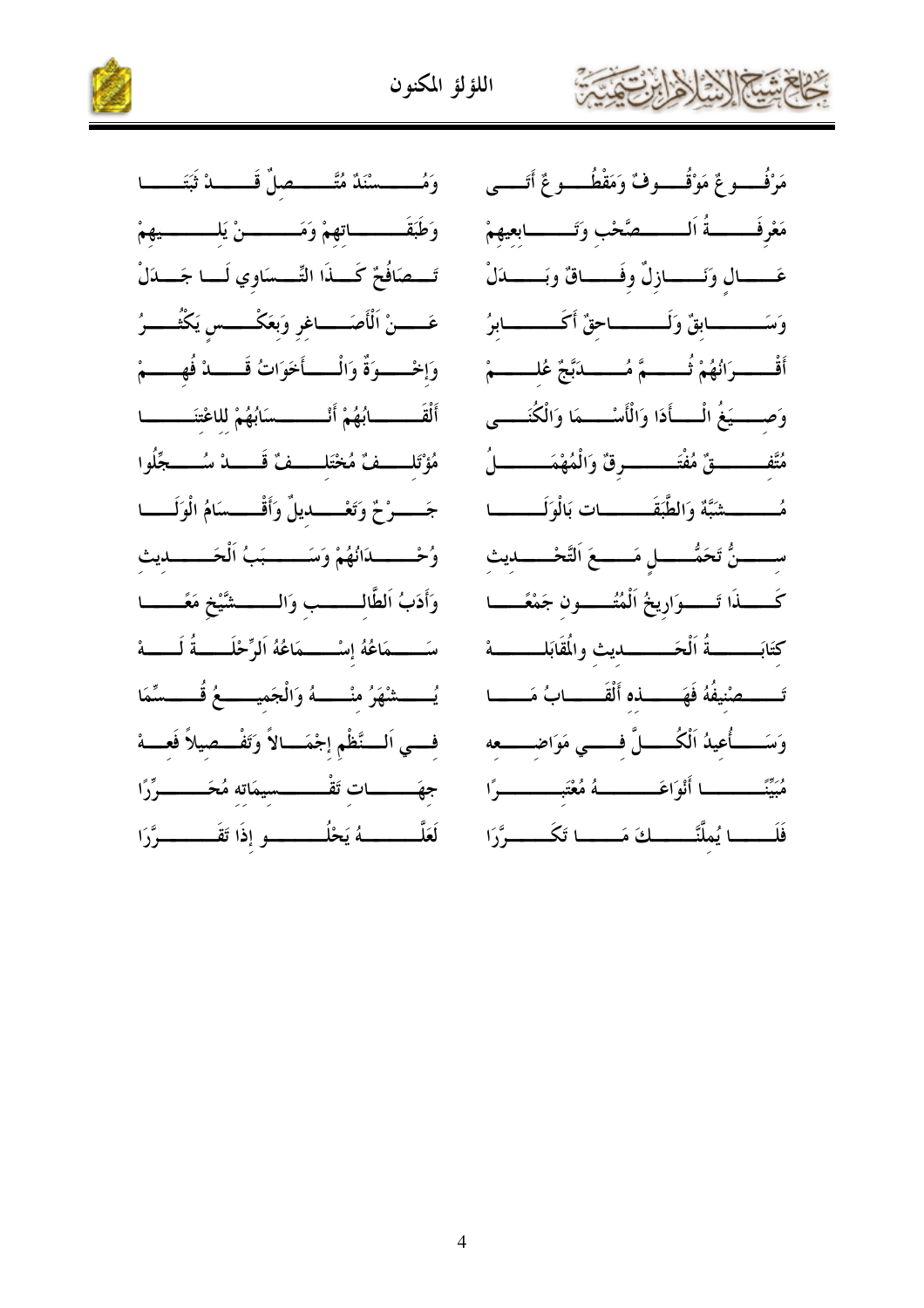مَرْفُوعٌ مَوْقُوفٌ وَمَقْطُوعٌ أَتَى ... وَمُسْنَدٌ مُتَّصِلٌ قَدْ ثَبَتَا

مَعْرِفَةُ الصَّحْبِ وَتَابِعِيهِمْ ... وَطَبَقَاتِهِمْ وَمَنْ يَلِيهِمْ

عَالٍ وَنَازِلٌ وِفَاقٌ وبَدَلْ ... تَصَافُحٌ كَذَا التِّسَاوِي لَا جَدَلْ

وَسَابِقٌ وَلَاحِقٌ أَكَابِرُ ... عَنْ الْأَصَاغِرِ وَبِعَكْسٍ يَكْثُرُ

أَقْرَانُهُمْ ثُمَّ مُدَبَّجٌ عُلِمْ ... وَإِخْوَةٌ وَالْأَخَوَاتُ قَدْ فُهِمْ

وَصِيَغُ الْأَدَا وَالْأَسْمَا وَالْكُنَى ... أَلْقَابُهُمْ أَنْسَابُهُمْ لِلاعْتِنَا

مُتَّفِقٌ مُفْتَرِقٌ وَالْمُهْمَلُ ... مُؤْتَلِفٌ مُخْتَلِفٌ قَدْ سُجِّلُوا

مُشْتَبَهٌ وَالطَّبَقَات بَالْوَلَا ... جَرْحٌ وَتَعْدِيلٌ وَأَقْسَامُ الْوَلَا

سِنُّ تَحَمُّلٍ مَعَ التَّحْدِيث ... وُحْدَانُهُمْ وَسَبَبُ الْحَدِيث

كَذَا تَوَارِيخُ الْمُتُونِ جَمْعًا ... وَأَدَبُ الطَّالِبِ وَالشَّيْخِ مَعًا

كِتَابَةُ الْحَدِيث والْمُقَابَلَهْ ... سَمَاعُهُ إِسْمَاعُهُ الرِّحْلَةُ لَهْ

تَصْنِيفُهُ فَهَذِهِ أَلْقَابُ مَا ... يُشْهَرُ مِنْهُ وَالْجَمِيعُ قُسِّمَا

وَسَأُعِيدُ الْكُلَّ فِي مَوَاضِعِه ... فِي النَّظْمِ إِجْمَالاً وَتَفْصِيلاً فَعِهْ

مُبَيِّنًا أَنْوَاعَهُ مُعْتَبِرًا ... جِهَاتِ تَقْسِيمَاتِه مُحَرِّرًا

فَلَا يُمِلَّنَّكَ مَا تَكَرَّرَا ... لَعَلَّهُ يَحْلُو إِذَا تَقَرَّرَا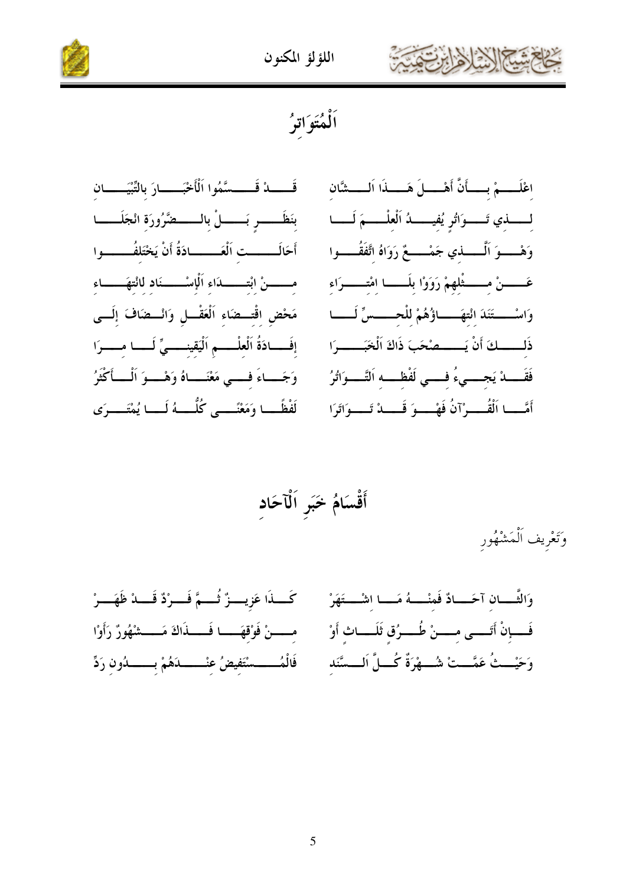# اَلْمُتَوَاتِرُ

اعْلَمْ بِأَنَّ أَهْلَ هَذَا الشَّانِ ... قَدْ قَسَّمُوا اَلْأَخْبَارَ بِالتِّبْيَانِ

لِذِي تَوَاتُرٍ يُفِيدُ اَلْعِلْمَ لَنَا ... بِنَظَرٍ بَلْ بِالضَّرُورَةِ انْجَلَا

وَهْوَ اَلَّذِي جَمْعٌ رَوَاهُ اتَّفَقُوا ... أَحَالَتِ اَلْعَادَةُ أَنْ يَخْتَلِقُوا

عَنْ مِثْلِهِمْ رَوَوْا بِلَا امْتِرَاءِ ... مِنْ ابْتِدَاءِ اَلْإِسْنَادِ لِانْتِهَاءِ

وَاسْتَنَدَ انْتِهَاؤُهُمْ لِلْحِسِّ لَا ... مَحْضِ اقْتِضَاءِ اَلْعَقْلِ وَانْضَافَ إِلَى

ذَلِكَ أَنْ يَصْحَبَ ذَاكَ اَلْخَبَرَا ... إِفَادَةُ اَلْعِلْمِ اَلْيَقِينِيِّ لَنَا مَرَا

فَقَدْ يَجِيءُ فِي لَفْظِهِ اَلتَّوَاتُرُ ... وَجَاءَ فِي مَعْنَاهُ وَهْوَ اَلْأَكْثَرُ

أَمَّا اَلْقُرْآنُ فَهْوَ قَدْ تَوَاتَرَا ... لَفْظًا وَمَعْنًى كُلُّهُ لَا يُمْتَرَى

# أَقْسَامُ خَبَرِ اَلْآحَادِ

وَتَعْرِيف اَلْمَشْهُورِ

وَالثَّانِ آحَادٌ فَمِنْهُ مَا اشْتَهَرْ ... كَذَا عَزِيزٌ ثُمَّ فَرْدٌ قَدْ ظَهَرْ

فَإِنْ أَتَى مِنْ طُرُقٍ ثَلَاثٍ أَوْ ... مِنْ فَوْقِهَا فَذَاكَ مَشْهُورٌ رَأَوْا

وَحَيْثُ عَمَّتْ شُهْرَةٌ كُلَّ اَلسَّنَدِ ... فَالْمُسْتَفِيضُ عِنْدَهُمْ بِدُونِ رَدِّ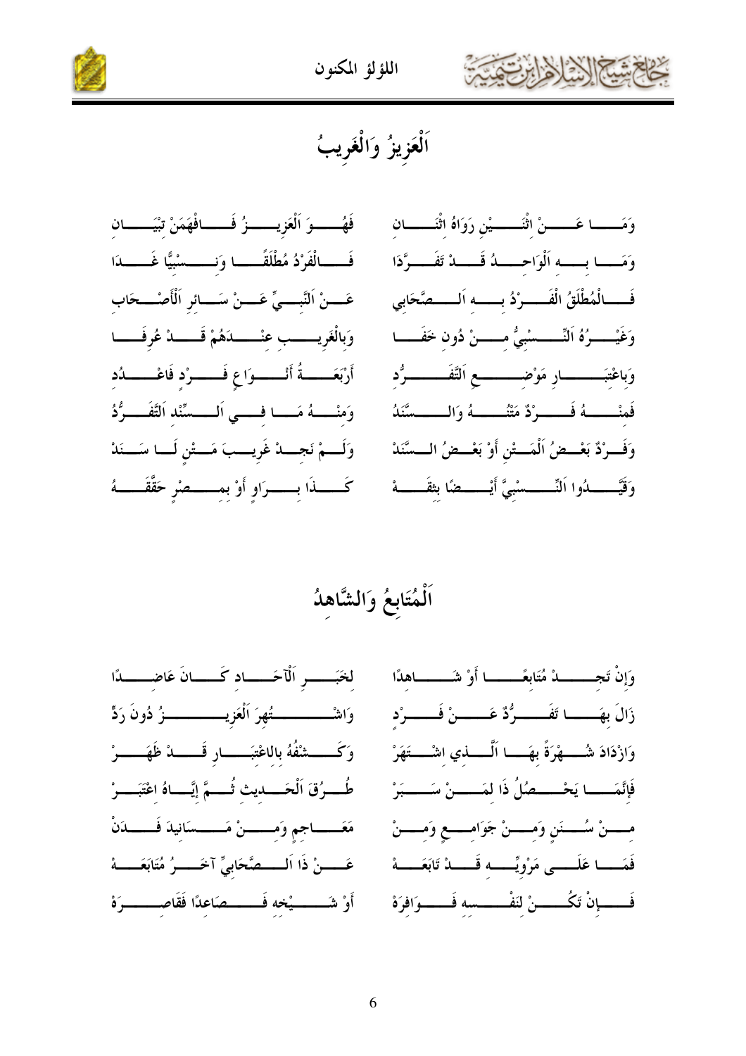## اَلْعَزِيزُ وَالْغَرِيبُ

وَمَا عَنْ اثْنَيْنِ رَوَاهُ اثْنَانِ ... فَهُوَ اَلْعَزِيزُ فَافْهَمَنْ تِبْيَانِ

وَمَا بِهِ اَلْوَاحِدُ قَدْ تَفَرَّدَا ... فَالْفَرْدُ مُطْلَقًا وَنِسْبِيًّا غَدَا

فَالْمُطْلَقُ الْفَرْدُ بِهِ اَلصَّحَابِي ... عَنْ اَلنَّبِيِّ عَنْ سَائِرِ اَلْأَصْحَابِ

وَغَيْرُهُ اَلنِّسْبِيُّ مِنْ دُونِ خَفَا ... وَبِالْغَرِيبِ عِنْدَهُمْ قَدْ عُرِفَا

وَبِاعْتِبَارِ مَوْضِعِ اَلتَّفَرُّدِ ... أَرْبَعَةُ أَنْوَاعٍ فَرْدٍ فَاعْدُدِ

فَمِنْهُ فَرْدٌ مَتْنُهُ وَالسَّنَدُ ... وَمِنْهُ مَا فِي اَلسَّنَدِ اَلتَّفَرُّدُ

وَفَرْدٌ بَعْضُ اَلْمَتْنِ أَوْ بَعْضُ السَّنَدْ ... وَلَمْ نَجِدْ غَرِيبَ مَتْنٍ لَا سَنَدْ

وَقَيَّدُوا اَلنِّسْبِيَّ أَيْضًا بِثِقَةْ ... كَذَا بِرَاوٍ أَوْ بِمِصْرٍ حَقَّقَهْ

## اَلْمُتَابِعُ وَالشَّاهِدُ

وَإِنْ تَجِدْ مُتَابِعًا أَوْ شَاهِدًا ... لِخَبَرِ اَلْآحَادِ كَانَ عَاضِدًا

زَالَ بِهَا تَفَرُّدٌ عَنْ فَرْدِ ... وَاشْتُهِرَ اَلْعَزِيزُ دُونَ رَدٍّ

وَازْدَادَ شُهْرَةً بِهَا اَلَّذِي اشْتَهَرْ ... وَكَشْفُهُ بِالاعْتِبَارِ قَدْ ظَهَرْ

فَإِنَّمَا يَحْصُلُ ذَا لِمَنْ سَبَرْ ... طُرُقَ اَلْحَدِيثِ ثُمَّ إِيَّاهُ اعْتَبَرْ

مِنْ سُنَنٍ وَمِنْ جَوَامِعٍ وَمِنْ ... مَعَاجِمٍ وَمِنْ مَسَانِيدَ فَدَنْ

فَمَا عَلَى مَرْوِيِّهِ قَدْ تَابَعَهْ ... عَنْ ذَا اَلصَّحَابِيِّ آخَرُ مُتَابَعَهْ

فَإِنْ تَكُنْ لِنَفْسِهِ فَوَافِرَهْ ... أَوْ شَيْخِهِ فَصَاعِدًا فَقَاصِرَهْ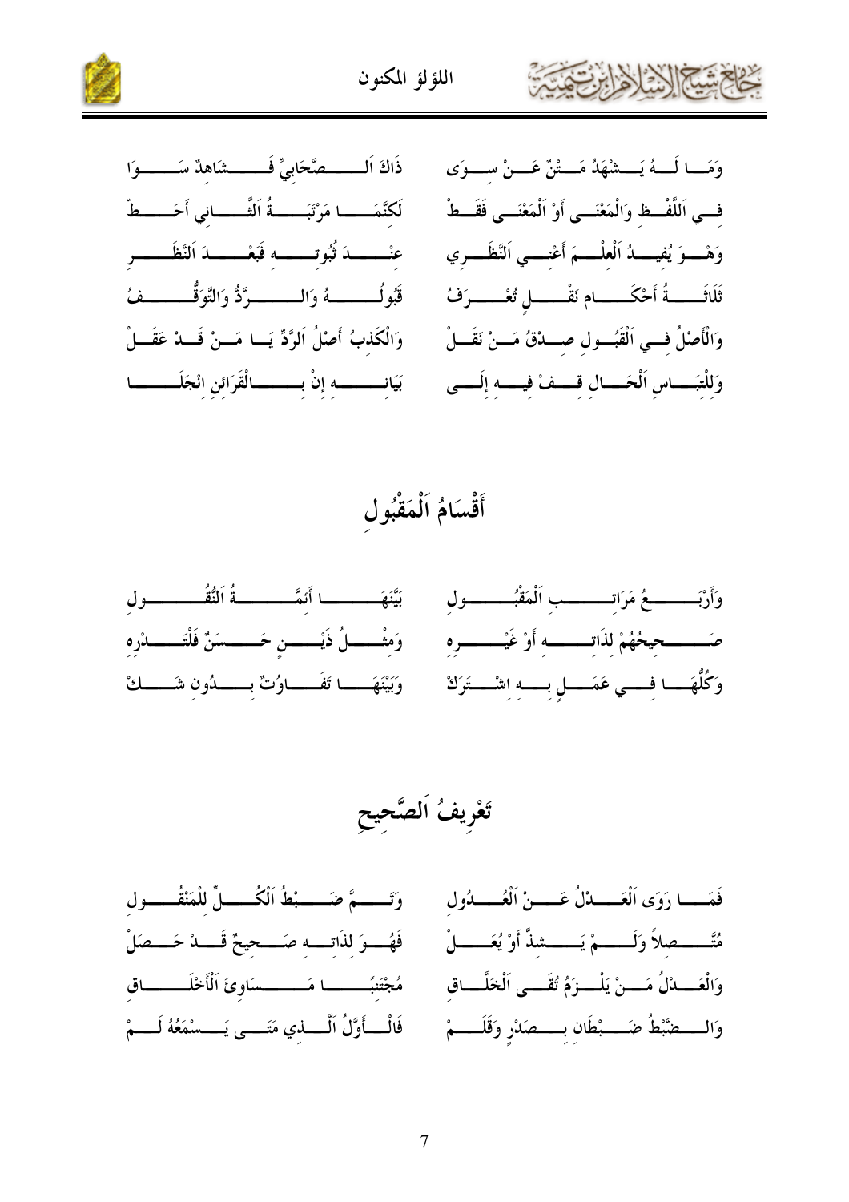وَمَا لَهُ يَشْهَدُ مَتْنٌ عَنْ سِوَى ... ذَاكَ اَلصَّحَابِيِّ فَشَاهِدٌ سَوَا

فِي اَللَّفْظِ وَالْمَعْنَى أَوْ اَلْمَعْنَى فَقَطْ ... لَكِنَّمَا مَرْتَبَةُ اَلثَّانِي أَحَطّ

وَهْوَ يُفِيدُ اَلْعِلْمَ أَعْنِي اَلنَّظَرِي ... عِنْدَ ثُبُوتِهِ فَبَعْدَ اَلنَّظَرِ

ثَلَاثَةُ أَحْكَام نَقْلٍ تُعْرَفُ ... قَبُولُهُ وَالرَّدُّ وَالتَّوَقُّفُ

وَالْأَصْلُ فِي اَلْقَبُولِ صِدْقُ مَنْ نَقَلْ ... وَالْكَذِبُ أَصْلُ اَلرَّدِّ يَا مَنْ قَدْ عَقَلْ

وَلِلْتِبَاسِ اَلْحَالِ قِفْ فِيهِ إِلَى ... بَيَانِهِ إِنْ بِالْقَرَائِنِ انْجَلَى

## أَقْسَامُ اَلْمَقْبُولِ

وَأَرْبَعُ مَرَاتِبِ اَلْمَقْبُولِ ... بَيَّنَهَا أَئِمَّةُ اَلنُّقُولِ

صَحِيحُهُمْ لِذَاتِهِ أَوْ غَيْرِهِ ... وَمِثْلُ ذَيْنِ حَسَنٌ فَلْتَدْرِهِ

وَكُلُّهَا فِي عَمَلٍ بِهِ اشْتَرَكْ ... وَبَيْنَهَا تَفَاوُتٌ بِدُونِ شَكْ

## تَعْرِيفُ اَلصَّحِيحِ

فَمَا رَوَى اَلْعَدْلُ عَنْ اَلْعُدُولِ ... وَتَمَّ ضَبْطُ اَلْكُلِّ لِلْمَنْقُولِ

مُتَّصِلاً وَلَمْ يَشِذَّ أَوْ يُعَلْ ... فَهُوَ لِذَاتِهِ صَحِيحٌ قَدْ حَصَلْ

وَالْعَدْلُ مَنْ يَلْزَمُ تُقَى اَلْخَلَّاقِ ... مُجْتَنِبًا مَسَاوِئَ اَلْأَخْلَاقِ

وَالضَّبْطُ ضَبْطَانِ بِصَدْرٍ وَقَلَمْ ... فَالْأَوَّلُ اَلَّذِي مَتَى يَسْمَعُهُ لَمْ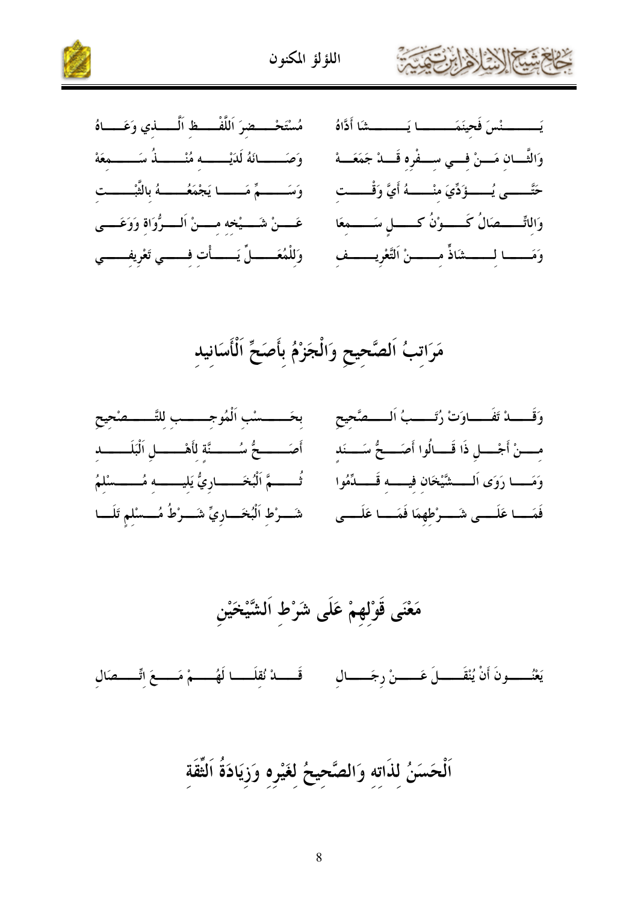يَنْسَ فَحِينَمَا يَشَا أَدَّاهُ ... مُسْتَحْضِرَ اَللَّفْظِ اَلَّذِي وَعَاهُ

وَالثَّانِ مَنْ فِي سِفْرِهِ قَدْ جَمَعَهْ ... وَصَانَهُ لَدَيْهِ مُنْذُ سَمِعَهْ

حَتَّى يُؤَدِّيَ مِنْهُ أَيَّ وَقْتِ ... وَسَمِّ مَا يَجْمَعُهُ بِالثَّبْتِ

وَالاتِّصَالُ كَوْنُ كُلٍ سَمِعَا ... عَنْ شَيْخِهِ مِنْ اَلرُّوَاةِ وَوَعَى

وَمَا لِشَاذٍّ مِنْ اَلتَّعْرِيفِ ... وَلِلْمُعَلِّ يَأْتِ فِي تَعْرِيفِي

## مَرَاتِبُ اَلصَّحِيحِ وَالْجَزْمُ بِأَصَحِّ اَلْأَسَانِيدِ

وَقَدْ تَفَاوَتْ رُتَبُ اَلصَّحِيحِ ... بِحَسْبِ اَلْمُوجِبِ لِلتَّصْحِيحِ

مِنْ أَجْلِ ذَا قَالُوا أَصَحُّ سَنَدٍ ... أَصَحُّ سُنَّةٍ لِأَهْلِ اَلْبَلَدِ

وَمَا رَوَى اَلشَّيْخَانِ فِيهِ قَدِّمُوا ... ثُمَّ اَلْبُخَارِيُّ يَلِيهِ مُسْلِمُ

فَمَا عَلَى شَرْطِهِمَا فَمَا عَلَى ... شَرْطِ اَلْبُخَارِيِّ شَرْطُ مُسْلِمٍ تَلَا

## مَعْنَى قَوْلِهِمْ عَلَى شَرْطِ اَلشَّيْخَيْنِ

يَعْنُونَ أَنْ يُنْقَلَ عَنْ رِجَالِ ... قَدْ نُقِلَا لَهُمْ مَعَ اتِّصَالِ

## اَلْحَسَنُ لِذَاتِهِ وَالصَّحِيحُ لِغَيْرِهِ وَزِيَادَةُ اَلثِّقَةِ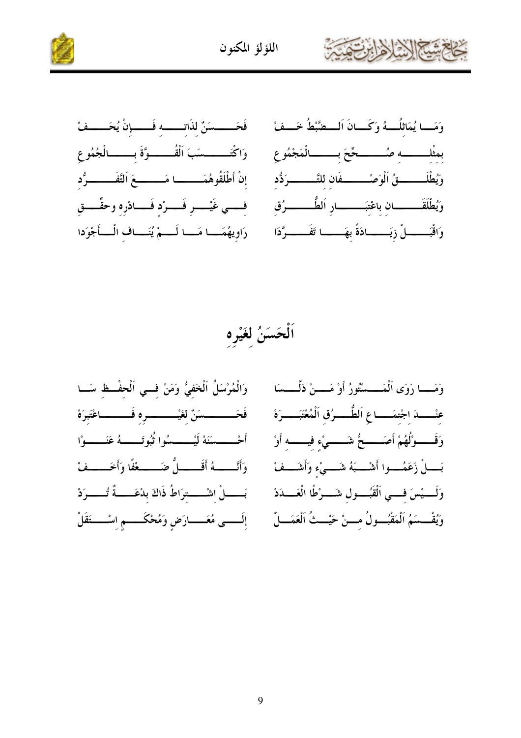وَمَــا يُمَاثِلُـــهُ وَكَـــانَ اَلــضَّبْطُ خَـــفْ &nbsp;&nbsp;&nbsp;&nbsp; فَحَــــــسَنٌ لِذَاتِـــــهِ فَـــــإِنْ يُحَـــــفْ

بِمِثْلِــــــهِ صُـــــــحِّحَ بِـــــــالْمَجْمُوعِ &nbsp;&nbsp;&nbsp;&nbsp; وَاكْتَـــــــسَبَ اَلْقُـــــوَّةَ بِـــــالْجُمُوعِ

وَيُطْلَـــــقُ اَلْوَصْـــــفَانِ لِلتَّــــــرَدُّدِ &nbsp;&nbsp;&nbsp;&nbsp; إِنْ أَطْلَقُوهُمَـــــا مَـــــعَ اَلتَّفَـــــرُّدِ

وَيُطْلَقَـــــانِ بِاعْتِبَـــــارِ اَلطُّـــــرُقِ &nbsp;&nbsp;&nbsp;&nbsp; فِـــي غَيْـــرِ فَـــرْدٍ فَـــادْرِهِ وَحَقِّـــقِ

وَاقْبَـــــلْ زِيَـــــادَةً بِهَـــــا تَفَـــــرَّدَا &nbsp;&nbsp;&nbsp;&nbsp; رَاوِيهُمَـــا مَـــا لَـــمْ يُنَـــافِ الْـــأَجْوَدَا

# اَلْحَسَنُ لِغَيْرِهِ

وَمَـــا رَوَى اَلْمَـــسْتُورُ أَوْ مَـــنْ دَلَّـــسَا &nbsp;&nbsp;&nbsp;&nbsp; وَالْمُرْسَلُ اَلْخَفِيُّ وَمَنْ فِـي اَلْحِفْـظِ سَـا

عِنْـــدَ اجْتِمَـــاعِ اَلطُّـــرُقِ اَلْمُعْتَبَـــرَهْ &nbsp;&nbsp;&nbsp;&nbsp; فَحَــــسَنٌ لِغَيْــــرِهِ فَـــــاعْتَبِرَهْ

وَقَـــوْلُهُمْ أَصَـــحُّ شَـــيْءٍ فِيـــهِ أَوْ &nbsp;&nbsp;&nbsp;&nbsp; أَحْـــسَنَهُ لَيْـــسُوا ثُبُوتَـــهُ عَنَـــوْا

بَـــلْ زَعَمُـــوا أَشْـــبَهُ شَـــيْءٍ وَأَشَـــفْ &nbsp;&nbsp;&nbsp;&nbsp; وَأَنَّـــهُ أَقَـــلُّ ضَـــعْفًا وَأَخَـــفْ

وَلَـــيْسَ فِـــي اَلْقَبُـــولِ شَـــرْطًا الْعَـــدَدْ &nbsp;&nbsp;&nbsp;&nbsp; بَـــلْ اشْـــتِرَاطُ ذَاكَ بِدْعَـــةٌ تُـــرَدْ

وَيُقْـــسَمُ اَلْمَقْبُـــولُ مِـــنْ حَيْـــثُ اَلْعَمَـــلْ &nbsp;&nbsp;&nbsp;&nbsp; إِلَـــى مُعَـــارَضٍ وَمُحْكَـــمٍ اسْـــتَقَلْ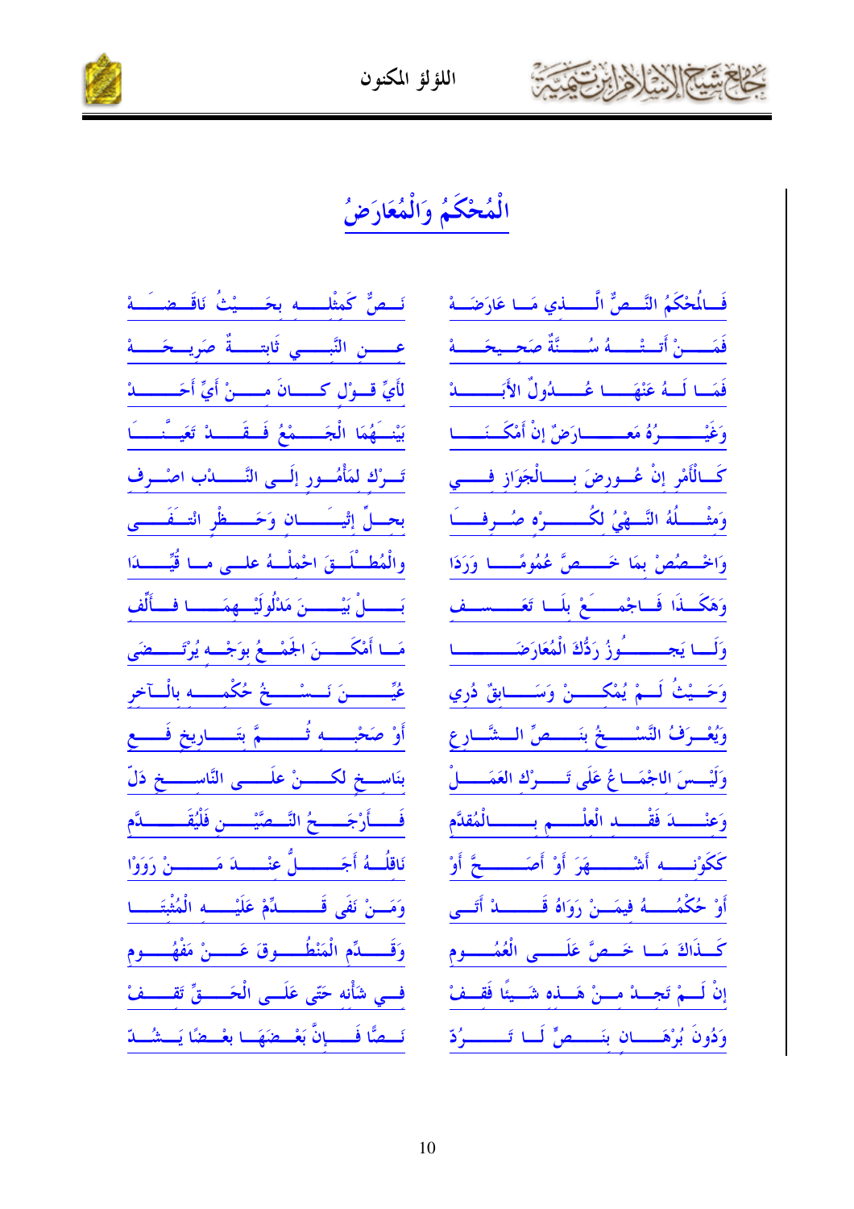# الْمُحْكَمُ وَالْمُعَارَضُ

فَـالْمُحْكَمُ النَّـصُّ الَّـذِي مَـا عَارَضَـهْ ... نَـصٌّ كَمِثْلِـهِ بِحَيْـثُ نَاقَضَـهْ

فَمَـنْ أَتَـتْـهُ سُـنَّةٌ صَحِيحَـهْ ... عَـنِ النَّبِـيِّ ثَابِتَـةٌ صَرِيحَـهْ

فَمَـا لَـهُ عَنْهَـا عُـدُولٌ الأَبَـدْ ... لأَيِّ قَـوْلٍ كَـانَ مِـنْ أَيِّ أَحَـدْ

وَغَيْـرُهُ مَعَـارَضٌ إِنْ أَمْكَـنَـا ... بَيْنَـهُمَا الْجَـمْعُ فَـقَـدْ تَعَيَّـنَـا

كَـالأَمْرِ إِنْ عُـورِضَ بِـالْجَوَازِ فِـي ... تَـرْكٍ لِمَأْمُـورٍ إِلَـى النَّـدْبِ اصْـرِفِ

وَمِثْـلُهُ النَّـهْيُ لِكُـرْهٍ صُـرِفَـا ... بِحِـلِّ إِثْيَـانٍ وَحَـظْرٍ انْتَـفَـى

وَاخْـصُصْ بِمَا خَـصَّ عُمُومًـا وَرَدَا ... وَالْمُطْـلَقَ احْمِلْـهُ عَلَـى مَـا قُيِّـدَا

وَهَكَـذَا فَـاجْمَـعْ بِلَـا تَعَسُّـفِ ... بَـلْ بَيْـنَ مَدْلُولَيْـهِمَـا فَـأَلِّفِ

وَلَـا يَجُـوزُ رَدُّكَ الْمُعَارَضَـا ... مَـا أَمْكَـنَ الجَمْـعُ بِوَجْـهٍ يُرْتَضَـى

وَحَـيْثُ لَـمْ يُمْكِـنْ وَسَـابِقٌ دُرِي ... عُيِّـنَ نَسْـخُ حُكْمِـهِ بِالْـآخِرِ

وَيُعْـرَفُ النَّسْـخُ بِنَـصِّ الشَّـارِعِ ... أَوْ صَحْبِـهِ ثُـمَّ بِتَـارِيخٍ فَـعِ

وَلَيْـسَ الاجْمَـاعُ عَلَى تَـرْكِ الْعَمَـلْ ... بِنَاسِـخٍ لَكِـنْ عَلَـى النَّاسِـخِ دَلّ

وَعِنْـدَ فَقْـدِ الْعِلْـمِ بِـالْمُقَدَّمِ ... فَـأَرْجَـحُ النَّـصَّيْـنِ فَلْيُقَـدَّمِ

كَكَوْنِـهِ أَشْـهَرَ أَوْ أَصَـحَّ أَوْ ... نَاقِلُـهُ أَجَـلُّ عِنْـدَ مَـنْ رَوَوْا

أَوْ حُكْمُـهُ فِيمَـنْ رَوَاهُ قَـدْ أَتَـى ... وَمَـنْ نَفَى قَـدِّمْ عَلَيْـهِ الْمُثْبِتَـا

كَـذَاكَ مَـا خَـصَّ عَلَـى الْعُمُـومِ ... وَقَـدِّمِ الْمَنْطُـوقَ عَـنْ مَفْهُـومِ

إِنْ لَـمْ تَجِـدْ مِـنْ هَـذِهِ شَـيْئًا فَقِـفْ ... فِـي شَأْنِهِ حَتَّى عَلَـى الْحَـقِّ تَقِـفْ

وَدُونَ بُرْهَـانٍ بِنَـصٍّ لَـا تَـرُدّ ... نَـصًّا فَـإِنَّ بَعْضَهَـا بَعْضًا يَشُـدّ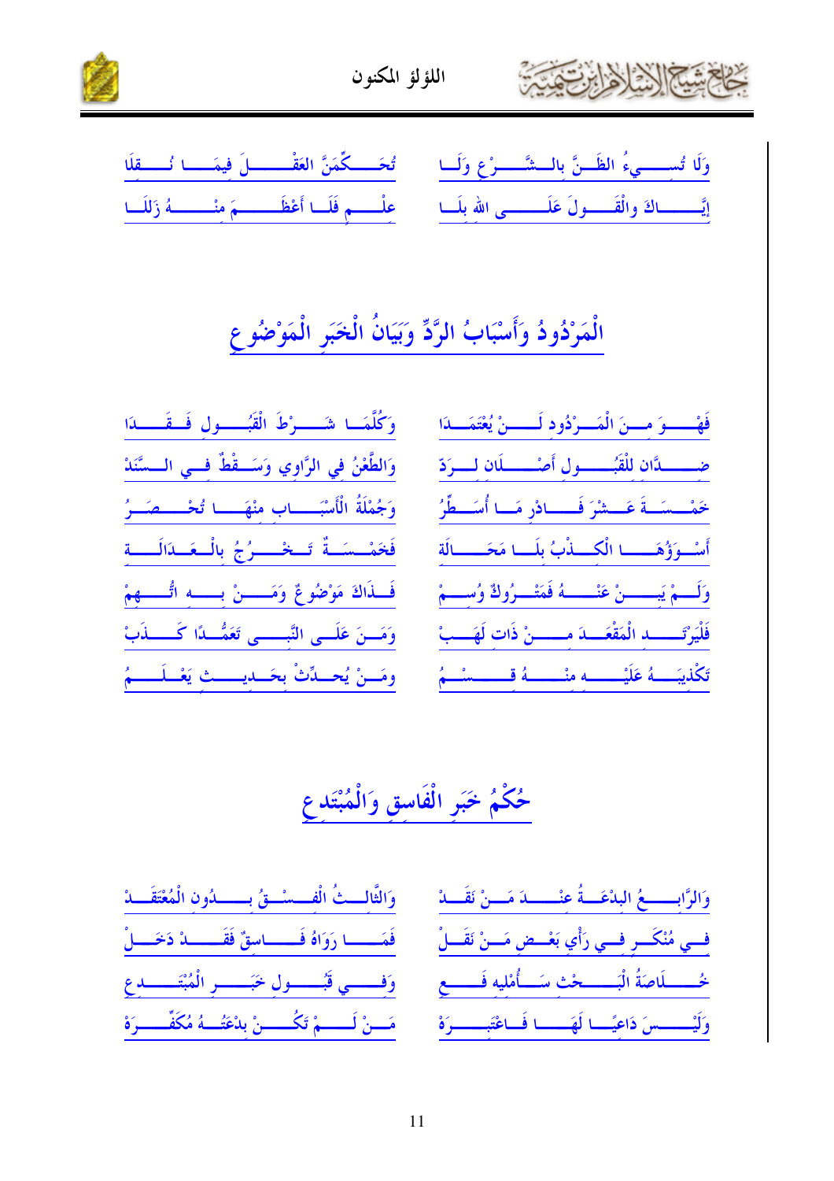وَلَا تُسِيءُ الظَّنَّ بِالشَّرْعِ وَلَا ... تُحَكِّمَنَّ العَقْلَ فِيمَا نُقِلَا

إِيَّاكَ وَالْقَوْلَ عَلَى اللهِ بِلَا ... عِلْمٍ فَلَا أَعْظَمَ مِنْهُ زَلَلَا

## الْمَرْدُودُ وَأَسْبَابُ الرَّدِّ وَبَيَانُ الْخَبَرِ الْمَوْضُوعِ

فَهْوَ مِنَ الْمَرْدُودِ لَنْ يُعْتَمَدَا ... وَكُلَّمَا شَرْطَ الْقَبُولِ فَقَدَا

ضِدَّانِ لِلْقَبُولِ أَصْلَانِ لِرَدّ ... وَالطَّعْنُ فِي الرَّاوِي وَسَقْطٌ فِي السَّنَدْ

خَمْسَةَ عَشْرَ فَادْرِ مَا أُسَطِّرُ ... وَجُمْلَةُ الْأَسْبَابِ مِنْهَا تُحْصَرُ

أَسْوَؤُهَا الْكِذْبُ بِلَا مَحَالَةْ ... فَخَمْسَةٌ تَخْرُجُ بِالْعَدَالَةْ

وَلَمْ يَبِنْ عَنْهُ فَمَتْرُوكٌ وُسِمْ ... فَذَاكَ مَوْضُوعٌ وَمَنْ بِهِ اتُّهِمْ

فَلْيَرْتَدِ الْمَقْعَدَ مِنْ ذَاتِ لَهَبْ ... وَمَنْ عَلَى النَّبِيِّ تَعَمُّدًا كَذَبْ

تَكْذِيبُهُ عَلَيْهِ مِنْهُ قِسْمُ ... وَمَنْ يُحَدِّثْ بِحَدِيثٍ يَعْلَمُ

## حُكْمُ خَبَرِ الْفَاسِقِ وَالْمُبْتَدِعِ

وَالرَّابِعُ الْبِدْعَةُ عِنْدَ مَنْ نَقَدْ ... وَالثَّالِثُ الْفِسْقُ بِدُونِ الْمُعْتَقَدْ

فِي مُنْكَرٍ فِي رَأْيِ بَعْضِ مَنْ نَقَلْ ... فَمَا رَوَاهُ فَاسِقٌ فَقَدْ دَخَلْ

خُلَاصَةُ الْبَحْثِ سَأُمْلِيهِ فَعِ ... وَفِي قَبُولِ خَبَرِ الْمُبْتَدِعِ

وَلَيْسَ دَاعِيًا لَهَا فَاعْتَبِرَهْ ... مَنْ لَمْ تَكُنْ بِدْعَتُهُ مُكَفِّرَهْ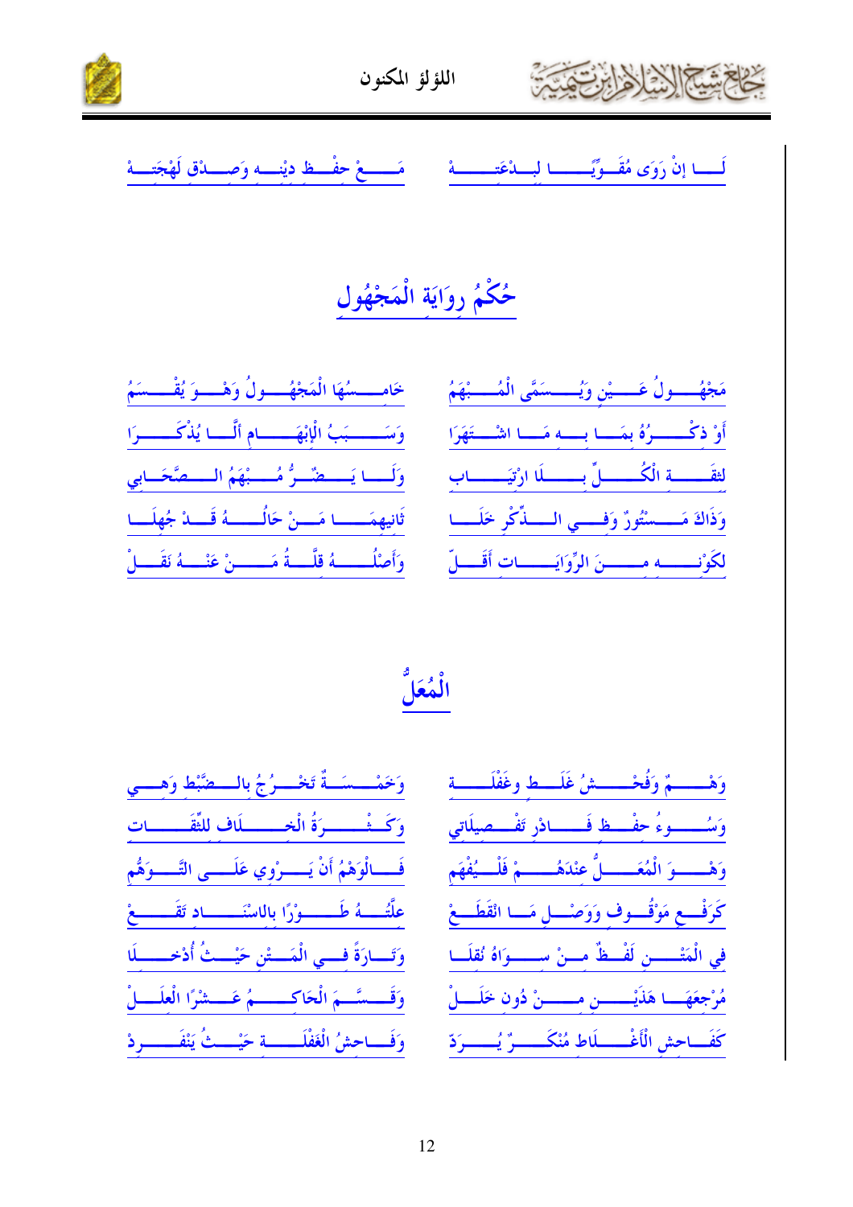لَا إنْ رَوَى مُقَوِّيًا لِبِدْعَتِهْ ... مَعْ حِفْظِ دِيْنِهِ وَصِدْقِ لَهْجَتِهْ

## حُكْمُ رِوَايَةِ الْمَجْهُولِ

مَجْهُولُ عَيْنٍ وَيُسَمَّى الْمُبْهَمُ ... خَامِسُهَا الْمَجْهُولُ وَهْوَ يُقْسَمُ

أَوْ ذِكْرُهُ بِمَا بِهِ مَا اشْتَهَرَا ... وَسَبَبُ الْإِبْهَامِ أَلَّا يُذْكَرَا

لِثِقَةِ الْكُلِّ بِلَا ارْتِيَابِ ... وَلَا يَضُرُّ مُبْهَمُ الصَّحَابِي

وَذَاكَ مَسْتُورٌ وَفِي الذِّكْرِ خَلَا ... ثَانِيهِمَا مَنْ حَالُهُ قَدْ جُهِلَا

لِكَوْنِهِ مِنَ الرِّوَايَاتِ أَقَلّْ ... وَأَصْلُهُ قِلَّةُ مَنْ عَنْهُ نَقَلْ

## الْمُعَلُّ

وَهْمٌ وَفُحْشُ غَلَطٍ وَغَفْلَةْ ... وَخَمْسَةٌ تَخْرُجُ بِالضَّبْطِ وَهِي

وَسُوءُ حِفْظٍ فَادْرِ تَفْصِيلَاتِي ... وَكَثْرَةُ الْخِلَافِ لِلثِّقَاتِ

وَهْوَ الْمُعَلُّ عِنْدَهُمْ فَلْيُفْهَمِ ... فَالْوَهْمُ أَنْ يَرْوِي عَلَى التَّوَهُّمِ

كَرَفْعِ مَوْقُوفٍ وَوَصْلِ مَا انْقَطَعْ ... عِلَّتُهُ طَوْرًا بِالاسْنَادِ تَقَعْ

فِي الْمَتْنِ لَفْظٌ مِنْ سِوَاهُ نُقِلَا ... وَتَارَةً فِي الْمَتْنِ حَيْثُ أُدْخِلَا

مُرْجِعُهَا هَذَيْنِ مِنْ دُونِ خَلَلْ ... وَقَسَّمَ الْحَاكِمُ عَشْرًا الْعِلَلْ

كَفَاحِشِ الْأَغْلَاطِ مُنْكَرٌ يُرَدّْ ... وَفَاحِشُ الْغَفْلَةِ حَيْثُ يَنْفَرِدْ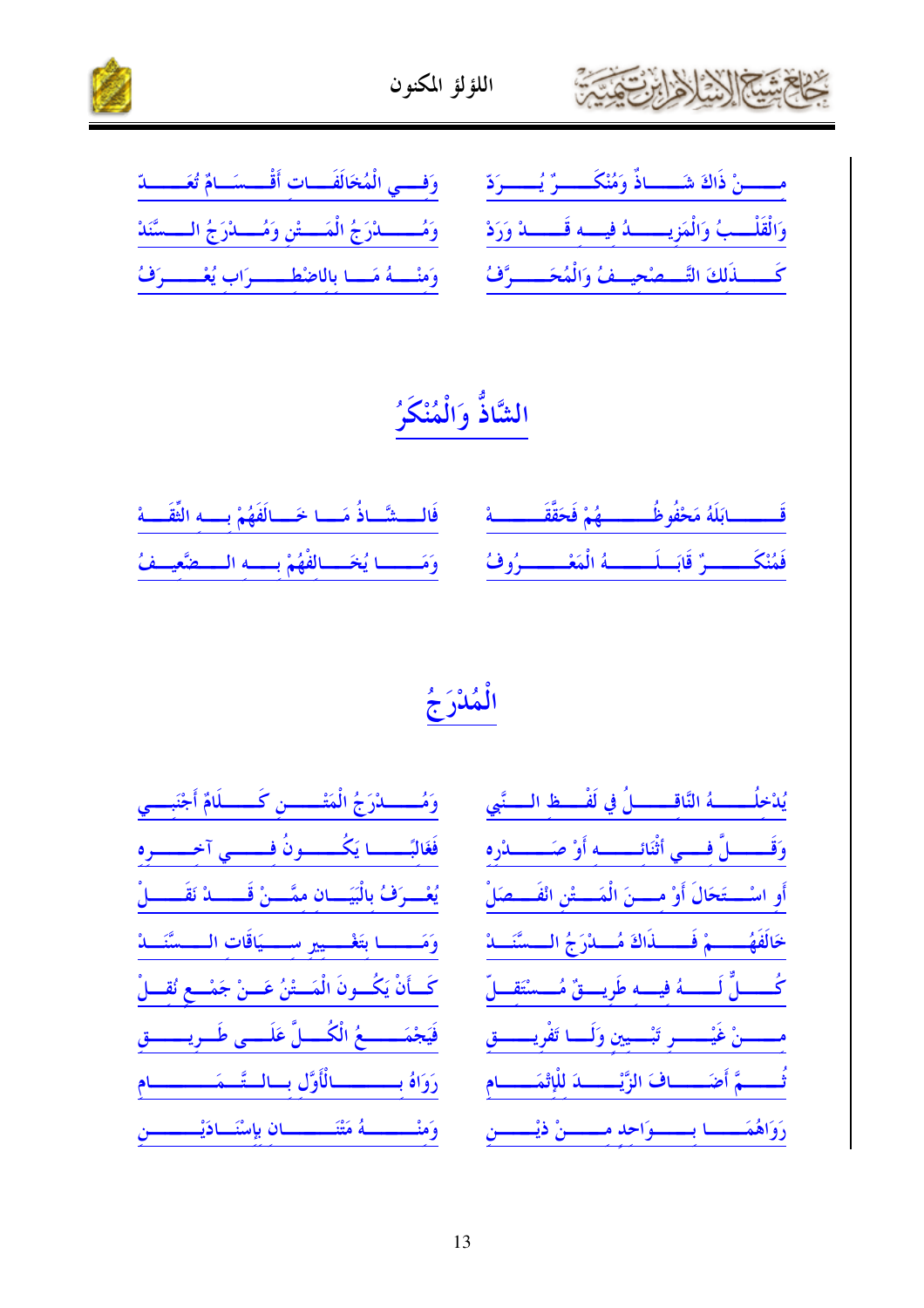مِنْ ذَاكَ شَاذٌّ وَمُنْكَرٌ يُرَدّ ... وَفِي الْمُخَالَفَاتِ أَقْسَامٌ تُعَدّ

وَالْقَلْبُ وَالْمَزِيدُ فِيهِ قَدْ وَرَدْ ... وَمُدْرَجُ الْمَتْنِ وَمُدْرَجُ السَّنَدْ

كَذَلِكَ التَّصْحِيفُ وَالْمُحَرَّفُ ... وَمِنْهُ مَا بِالاضْطِرَابِ يُعْرَفُ

## الشَّاذُّ وَالْمُنْكَرُ

قَابَلَهُ مَحْفُوظُهُمْ فَحَقِّقَهْ ... فَالشَّاذُ مَا خَالَفَهُمْ بِهِ الثِّقَهْ

فَمُنْكَرٌ قَابَلَهُ الْمَعْرُوفُ ... وَمَا يُخَالِفُهُمْ بِهِ الضَّعِيفُ

## الْمُدْرَجُ

يُدْخِلُهُ النَّاقِلُ فِي لَفْظِ النَّبِي ... وَمُدْرَجُ الْمَتْنِ كَلَامٌ أَجْنَبِي

وَقَلَّ فِي أَثْنَائِهِ أَوْ صَدْرِهِ ... فَغَالِبًا يَكُونُ فِي آخِرِهِ

أَوِ اسْتَحَالَ أَوْ مِنَ الْمَتْنِ انْفَصَلْ ... يُعْرَفُ بِالْبَيَانِ مِمَّنْ قَدْ نَقَلْ

خَالَفَهُمْ فَذَاكَ مُدْرَجُ السَّنَدْ ... وَمَا بِتَغْيِيرِ سِيَاقَاتِ السَّنَدْ

كُلٌّ لَهُ فِيهِ طَرِيقٌ مُسْتَقِلّ ... كَأَنْ يَكُونَ الْمَتْنُ عَنْ جَمْعٍ نُقِلْ

مِنْ غَيْرِ تَبْيِينٍ وَلَا تَفْرِيقِ ... فَيَجْمَعُ الْكُلَّ عَلَى طَرِيقِ

ثُمَّ أَضَافَ الزَّيْدَ لِلْإِتْمَامِ ... رَوَاهُ بِالْأَوَّلِ بِالتَّمَامِ

رَوَاهُمَا بِوَاحِدٍ مِنْ ذَيْنِ ... وَمِنْهُ مَتْنَانِ بِإِسْنَادَيْنِ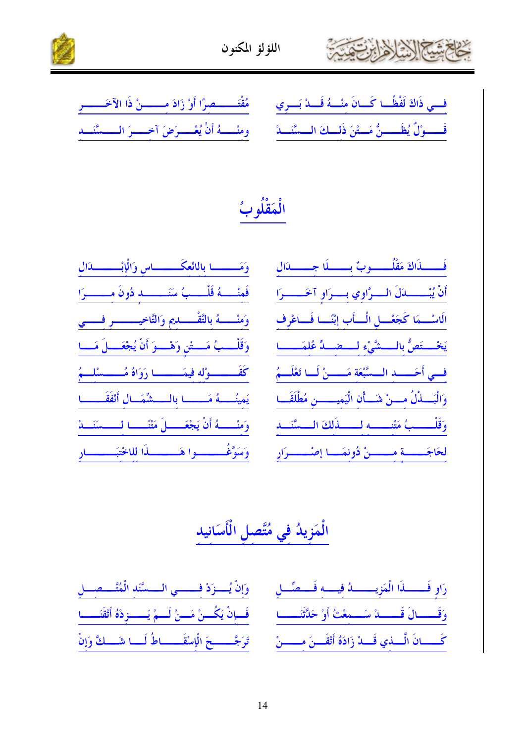فِــي ذَاكَ لَفْظًــا كَــانَ مِنْــهُ قَــدْ بَــرِي ... مُقْتَــــصِرًا أَوْ زَادَ مِــــنْ ذَا الآخَــــرِ

قَـــوْلٌ يُظَـــنُّ مَـــتْنَ ذَلِــكَ الــسَّنَــدْ ... وَمِنْــهُ أَنْ يُعْــرَضَ آخــرَ الــسَّنَــدِ

## الْمَقْلُوبُ

فَــــذَاكَ مَقْلُــــوبٌ بِــــلَا جِــــدَالِ ... وَمَــــا بِالْعَكْـــــاسِ وَالْإِبْـــــدَالِ

أَنْ يُبْـــدَلَ الـــرَّاوِي بِـــرَاوٍ آخَـــرَا ... فَمِنْــهُ قَلْــبُ سَنَـــدٍ دُونَ مِـــرَا

الَاسْــمَا كَجَعْـلِ الْــأَبِ إِبْنًــا فَــاعْرِفِ ... وَمِنْــهُ بِالتَّقْــدِيمِ وَالتَّأْخِيــرِ فِــي

يَخْــتَصُّ بِالــشَّيْءِ لِــضِدٍّ عُلِمَــا ... وَقَلْــبُ مَــتْنٍ وَهْــوَ أَنْ يُجْعَــلَ مَــا

فِــي أَحَــدِ الــسَّبْعَةِ مَــنْ لَــا تَعْلَــمُ ... كَقَــوْلِهِ فِيمَــا رَوَاهُ مُــسْلِمُ

وَالْبَــذْلُ مِــنْ شَــأْنِ الْيَمِيــنِ مُطْلَقَــا ... يَمِينُــهُ مَــا بِالــشِّمَالِ أَنْفَقَــا

وَقَلْــبُ مَتْنِــهِ لِــذَلِكَ الــسَّنَدِ ... وَمِنْــهُ أَنْ يَجْعَــلَ مَتْنًــا لِــسَنَدْ

لِحَاجَــةٍ مِــنْ دُونِمَــا إِصْــرَارِ ... وَسَوَّغُــوا هَــذَا لِلِاخْتِبَــارِ

## الْمَزِيدُ فِي مُتَّصِلِ الْأَسَانِيدِ

رَاوٍ فَــذَا الْمَزِيــدُ فِيــهِ فَــصِّلِ ... وَإِنْ يُــزَدْ فِــي الــسَّنَدِ الْمُتَّــصِلِ

وَقَــالَ قَــدْ سَــمِعْتُ أَوْ حَدَّثَنَــا ... فَــإِنْ يَكُــنْ مَــنْ لَــمْ يَــزِدْهُ أَتْقَنَــا

كَــانَ الَّــذِي قَــدْ زَادَهُ أَتْقَــنَ مِــنْ ... تَرَجَّــحَ الْإِسْقَــاطُ لَــا شَــكَّ وَإِنْ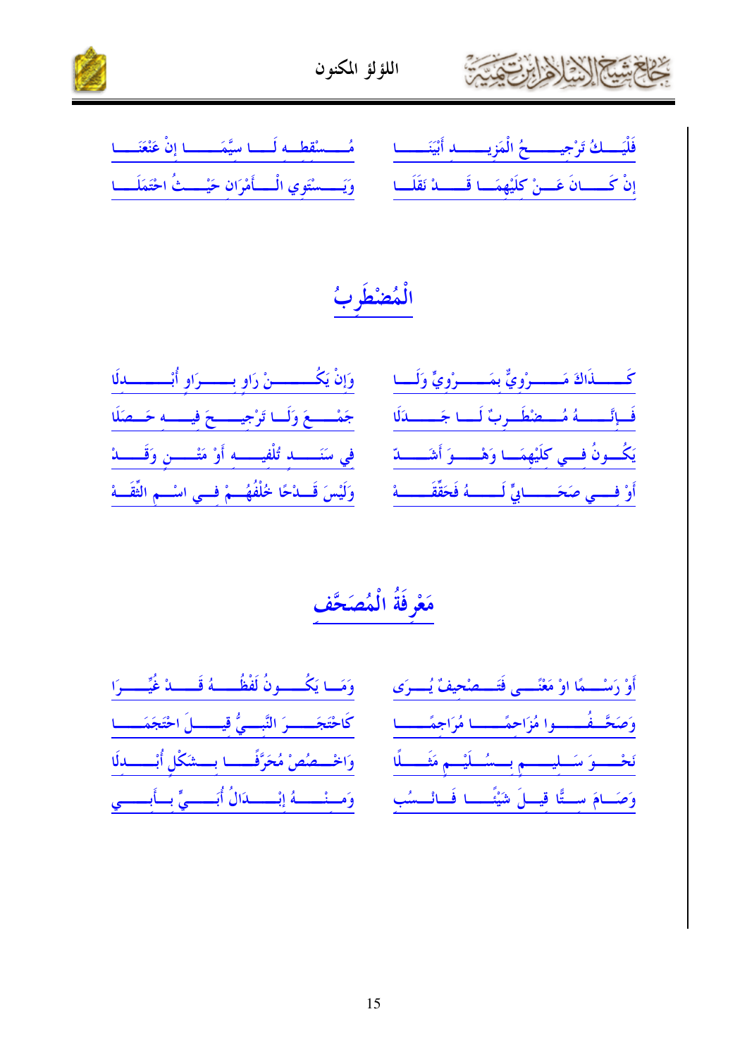فَلَيْــكُ تَرْجِيـــحُ الْمَزِيـــدِ أَبْيَنَـــا ... مُـــسْقِطُه لَـــا سِيَّمَـــا إنْ عَنْعَنَـــا

إنْ كَـــانَ عَـــنْ كِلَيْهِمَـــا قَـــدْ نَقَلَـــا ... وَيَـــسْتَوِي الْـــأَمْرَانِ حَيْـــثُ احْتَمَلَـــا

## الْمُضْطَرِبُ

كَـــذَاكَ مَـــرْوِيٌّ بِمَـــرْوِيٍّ وَلَـــا ... وَإِنْ يَكُـــنْ رَاوٍ بِـــرَاوٍ أُبْـــدِلَا

فَـــإِنَّـــهُ مُـــضْطَـرِبٌ لَـــا جَـــدَلَا ... جَمْـــعَ وَلَـــا تَرْجِيـــحَ فِيـــهِ حَـــصَلَا

يَكُـــونُ فِـــي كِلَيْهِمَـــا وَهْـــوَ أَشَـــدّ ... فِي سَنَـــدٍ تُلْفِيـــهِ أَوْ مَتْـــنٍ وَقَـــدْ

أَوْ فِـــي صَحَـــابِيٍّ لَـــهُ فَحَقِّقَـــهْ ... وَلَيْسَ قَـــدْحًا خُلْفُهُـــمْ فِـــي اسْـــمِ الثِّقَـــهْ

## مَعْرِفَةُ الْمُصَحَّفِ

أَوْ رَسْـــمًا اوْ مَعْنًـــى فَتَـــصْحِيفٌ يُـــرَى ... وَمَـــا يَكُـــونُ لَفْظُـــهُ قَـــدْ غُيِّـــرَا

وَصَحَّـــفُـــوا مُزَاحِمًـــا مُرَاجِمًـــا ... كَاحْتَجَـــرَ النَّبِـــيُّ قِيـــلَ احْتَجَمَـــا

نَحْـــوَ سَـــلِيـــمٍ بِـــسُـــلَيْـــمٍ مَثَـــلًا ... وَاخْـــصُصْ مُحَرَّفًـــا بِـــشَكْلٍ أُبْـــدِلَا

وَصَـــامَ سِـــتًّا قِيـــلَ شَيْئًـــا فَـــانْـــسُبِ ... وَمِـــنْـــهُ إبْـــدَالُ أُبَـــيٍّ بِـــأَبِـــي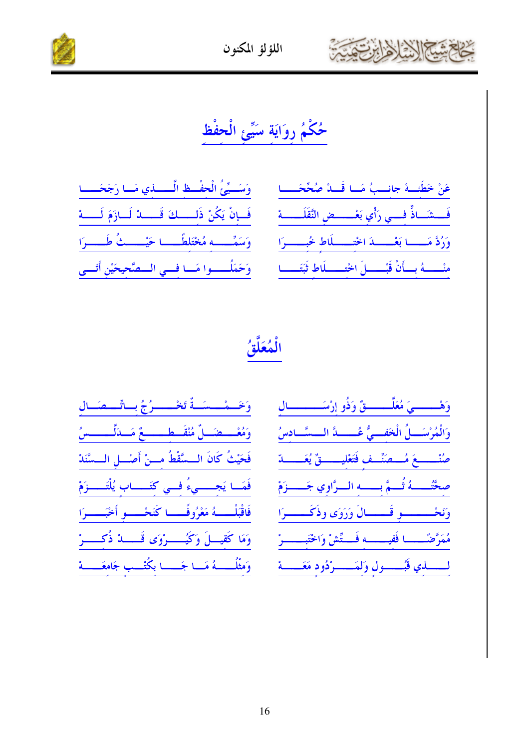## حُكْمُ رِوَايَةِ سَيِّئِ الْحفْظ

عَنْ خَطَئِهْ جانِبُ مَا قَدْ صُحِّحَا ... وَسَيِّئُ الْحفْظِ الَّذِي مَا رَجَحَا

فَشَاذٌّ فِي رَأْيِ بَعْضِ النَّقَلَهْ ... فَإِنْ يَكُنْ ذَلِكَ قَدْ لَازَمَ لَهْ

وَرُدَّ مَا بَعْدَ اخْتِلَاطٍ خُبِرَا ... وَسَمِّهِ مُخْتَلِطًا حَيْثُ طَرَا

مِنْهُ بِأَنْ قَبْلَ اخْتِلَاطٍ ثَبَتَا ... وَحَمَلُوا مَا فِي الصَّحِيحَيْنِ أَتَى

## الْمُعَلَّقُ

وَهْيَ مُعَلَّقٌ وَذُو إِرْسَالِ ... وَخَمْسَةٌ تَخْرُجُ بِاتِّصَالِ

وَالْمُرْسَلُ الْخَفِيُّ عُدَّ السَّادِسُ ... وَمُعْضَلٌ مُنْقَطِعٌ مَدَلَّسُ

صُنْعَ مُصَنِّفٍ فَتَعْلِيقٌ يُعَدّ ... فَحَيْثُ كَانَ السَّقْطُ مِنْ أَصْلِ السَّنَدْ

صِحَّتُهُ ثُمَّ بِهِ الرَّاوِي جَزَمْ ... فَمَا يَجِيءُ فِي كِتَابٍ يُلْتَزَمْ

وَنَحْوِ قَالَ وَرَوَى وذَكَرَا ... فَاقْبَلْهُ مَعْرُوفًا كَنَحْوِ أَخْبَرَا

مُمَرَّضًا فَفِيهِ فَتِّشْ وَاخْتَبِرْ ... وَمَا كَقِيلَ وَكَيُرْوَى قَدْ ذُكِرْ

لِذِي قَبُولٍ وَلِمَرْدُودٍ مَعَهْ ... وَمِثْلُهُ مَا جَا بِكُتْبٍ جَامِعَهْ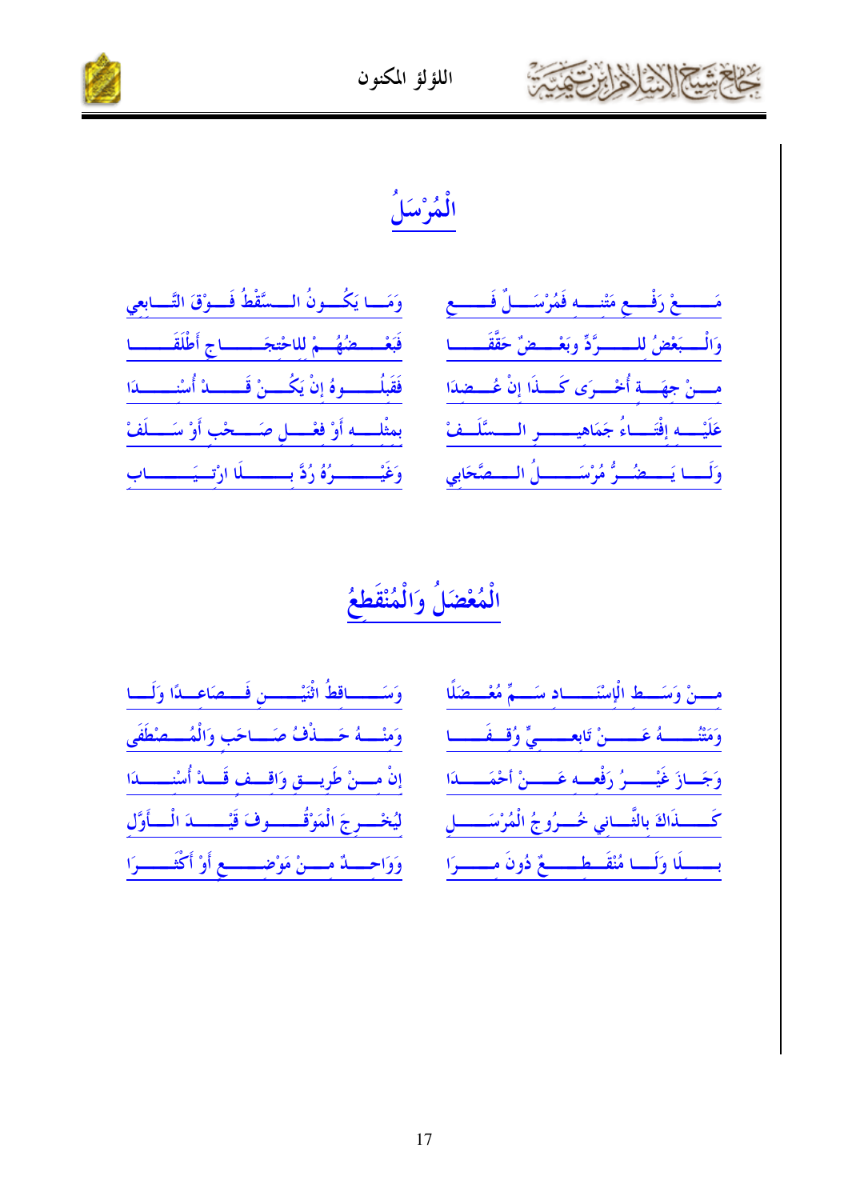# الْمُرْسَلُ

مَـعْ رَفْـعِ مَتْنِـهِ فَمُرْسَـلٌ فَـعِ ... وَمَـا يَكُـونُ السَّقْطُ فَـوْقَ التَّـابِعِي

وَالْـبَعْضُ لِلـرَّدِّ وَبَعْـضٌ حَقَّقَـا ... فَبَعْـضُهُمْ لِلاحْتِجَـاجِ أَطْلَقَـا

مِـنْ جِهَـةٍ أُخْـرَى كَـذَا إِنْ عُـضِدَا ... فَقَبْلُـوهُ إِنْ يَكُـنْ قَـدْ أُسْنِـدَا

عَلَيْـهِ إِقْتَـاءُ جَمَاهِيـرِ السَّلَـفْ ... بِمِثْلِـهِ أَوْ فِعْـلِ صَـحْبٍ أَوْ سَـلَفْ

وَلَـا يَضُـرُّ مُرْسَـلُ الصَّحَابِي ... وَغَيْـرُهُ رُدَّ بِـلَا ارْتِيَـابِ

# الْمُعْضَلُ وَالْمُنْقَطِعُ

مِـنْ وَسَـطِ الْإِسْنَـادِ سَـمِّ مُعْـضَلًا ... وَسَـاقِطُ اثْنَيْـنِ فَـصَاعِـدًا وَلَـا

وَمَتْنُـهُ عَـنْ تَابِعِـيٍّ وُقِـفَـا ... وَمِنْـهُ حَـذْفُ صَـاحِبٍ وَالْمُـصْطَفَى

وَجَـازَ غَيْـرُ رَفْعِـهِ عَـنْ أَحْمَـدَا ... إِنْ مِـنْ طَرِيـقٍ وَاقِـفٍ قَـدْ أُسْنِـدَا

كَـذَاكَ بِالثَّـانِي خُـرُوجُ الْمُرْسَـلِ ... لِيُخْـرِجَ الْمَوْقُـوفَ قَيْـدَ الْـأَوَّلِ

بِـلَا وَلَـا مُنْقَـطِـعٌ دُونَ مِـرَا ... وَوَاحِـدٌ مِـنْ مَوْضِـعٍ أَوْ أَكْثَـرَا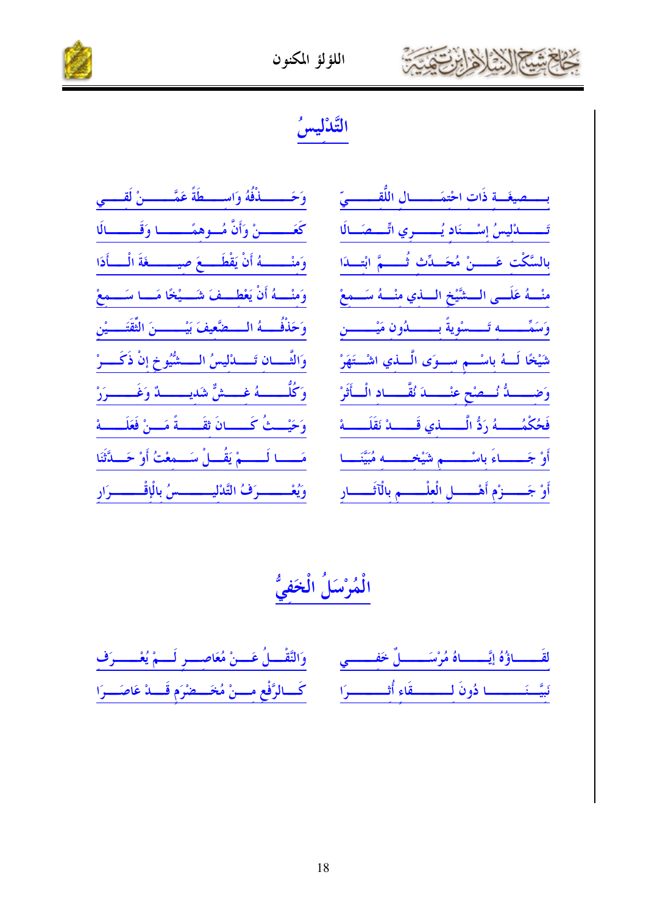## التَّدْلِيسُ

بِصِيغَةٍ ذَاتِ احْتِمَالِ اللُّقِيّ ... وَحَذْفُهُ وَاسِطَةً عَمَّنْ لَقِي

تَدْلِيسُ إسْنَادٍ يُرِي اتِّصَالَا ... كَعَنْ وَأَنَّ مُوهِمًا وَقَالَا

بِالسَّكْتِ عَنْ مُحَدِّثٍ ثُمَّ ابْتِدَا ... وَمِنْهُ أَنْ يَقْطَعَ صِيغَةَ الْأَدَا

مِنْهُ عَلَى الشَّيْخِ الذِي مِنْهُ سَمِعْ ... وَمِنْهُ أَنْ يَعْطِفَ شَيْخًا مَا سَمِعْ

وَسَمِّهِ تَسْوِيَةً بِدُونِ مَيْن ... وَحَذْفُهُ الضَّعِيفَ بَيْنَ الثِّقَتَيْن

شَيْخًا لَهُ بِاسْمٍ سِوَى الَّذِي اشْتَهَرْ ... وَالثَّانِ تَدْلِيسُ الشُّيُوخِ إنْ ذَكَرْ

وَضِدُّهُ نُصِحَ عِنْدَ نُقَّادِ الْأَثَرْ ... وَكُلُّهُ غِشٌّ شَدِيدٌ وَغَرَرْ

فَحُكْمُهُ رَدُّ الَّذِي قَدْ نَقَلَهْ ... وَحَيْثُ كَانَ ثِقَةً مَنْ فَعَلَهْ

أَوْ جَاءَ بِاسْمِ شَيْخِهِ مُبَيِّنَا ... مَا لَمْ يَقُلْ سَمِعْتُ أَوْ حَدَّثَنَا

أَوْ جَزْمِ أَهْلِ الْعِلْمِ بِالْآثَارِ ... وَيُعْرَفُ التَّدْلِيسُ بِالْإِقْرَارِ

## الْمُرْسَلُ الْخَفِيُّ

لِقَاؤُهُ إِيَّاهُ مُرْسَلٌ خَفِي ... وَالنَّقْلُ عَنْ مُعَاصِرٍ لَمْ يُعْرَفِ

نَبِّنَا دُونَ لِقَاءٍ أُثِرَا ... كَالرَّفْعِ مِنْ مُخَضْرَمٍ قَدْ عَاصَرَا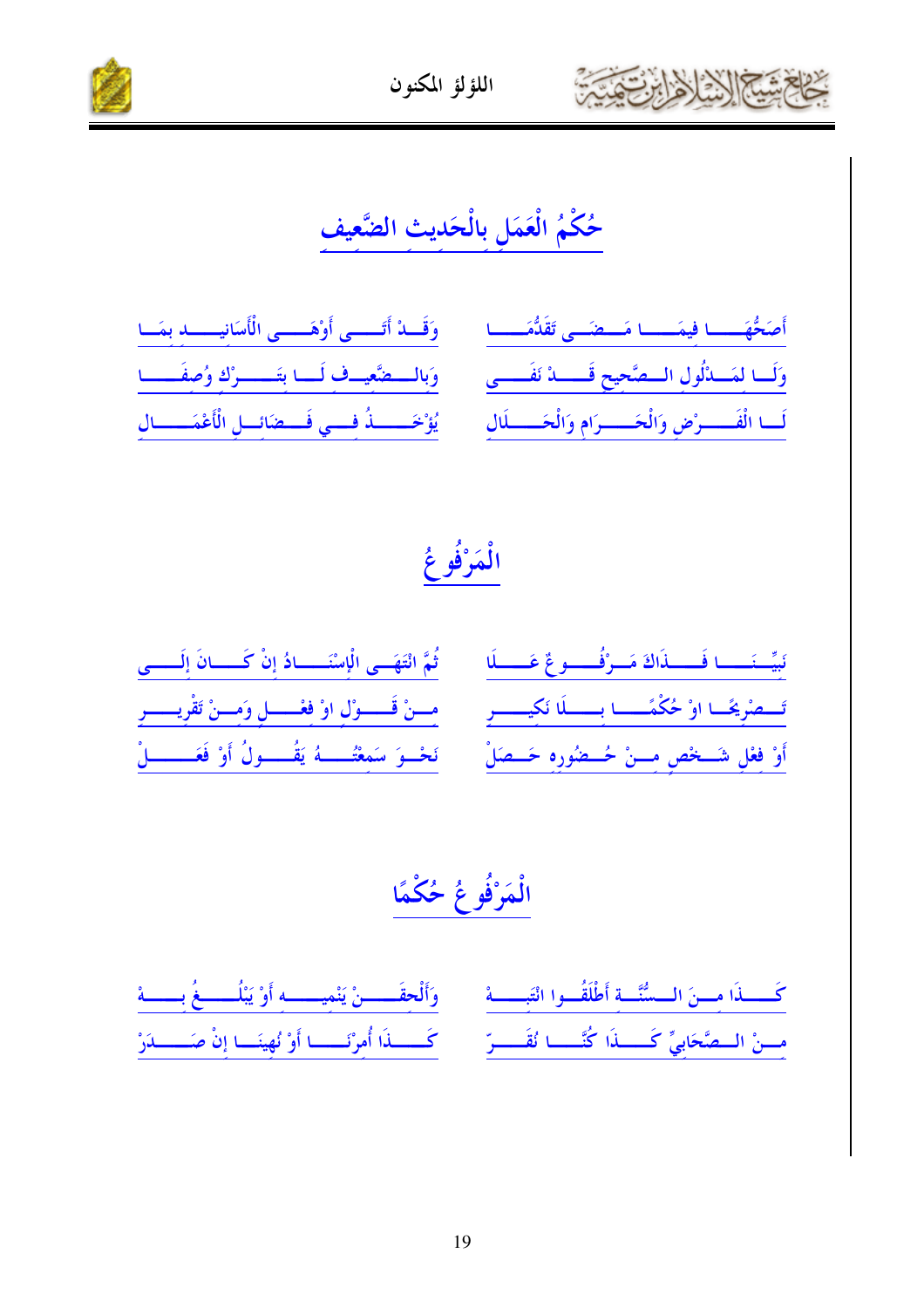## حُكْمُ الْعَمَلِ بِالْحَدِيث الضَّعِيف

أَصَحُّهَا فِيمَا مَضَى تَقَدُّمَا ... وَقَدْ أَتَى أَوْهَى الْأَسَانِيد بِمَا

وَلَنا لِمَدْلُولِ الصَّحِيحِ قَدْ نَفَى ... وَبِالضَّعِيفِ لَنا بِتَرْكِ وُصِفَا

لَنا الْفَرْضِ وَالْحَرَامِ وَالْحَلَالْ ... يُؤْخَذُ فِي فَضَائِلِ الْأَعْمَالْ

## الْمَرْفُوعُ

نَبِيِّنَا فَذَاكَ مَرْفُوعٌ عَلَا ... ثُمَّ انْتَهَى الْإِسْنَادُ إِنْ كَانَ إِلَى

تَصْرِيحًا اوْ حُكْمًا بِلَا نَكِيرِ ... مِنْ قَوْلٍ اوْ فِعْلٍ وَمِنْ تَقْرِيرِ

أَوْ فِعْلِ شَخْصٍ مِنْ حُضُورِهِ حَصَلْ ... نَحْوَ سَمِعْتُهُ يَقُولُ أَوْ فَعَلْ

## الْمَرْفُوعُ حُكْمًا

كَذَا مِنَ السُّنَّةِ أَطْلَقُوا انْتَبِهْ ... وَأَلْحِقَنْ يَنْمِيهِ أَوْ يَبْلُغُ بِهْ

مِنْ الصَّحَابِيِّ كَذَا كُنَّا نُقَرّ ... كَذَا أُمِرْنَا أَوْ نُهِينَا إِنْ صَدَرْ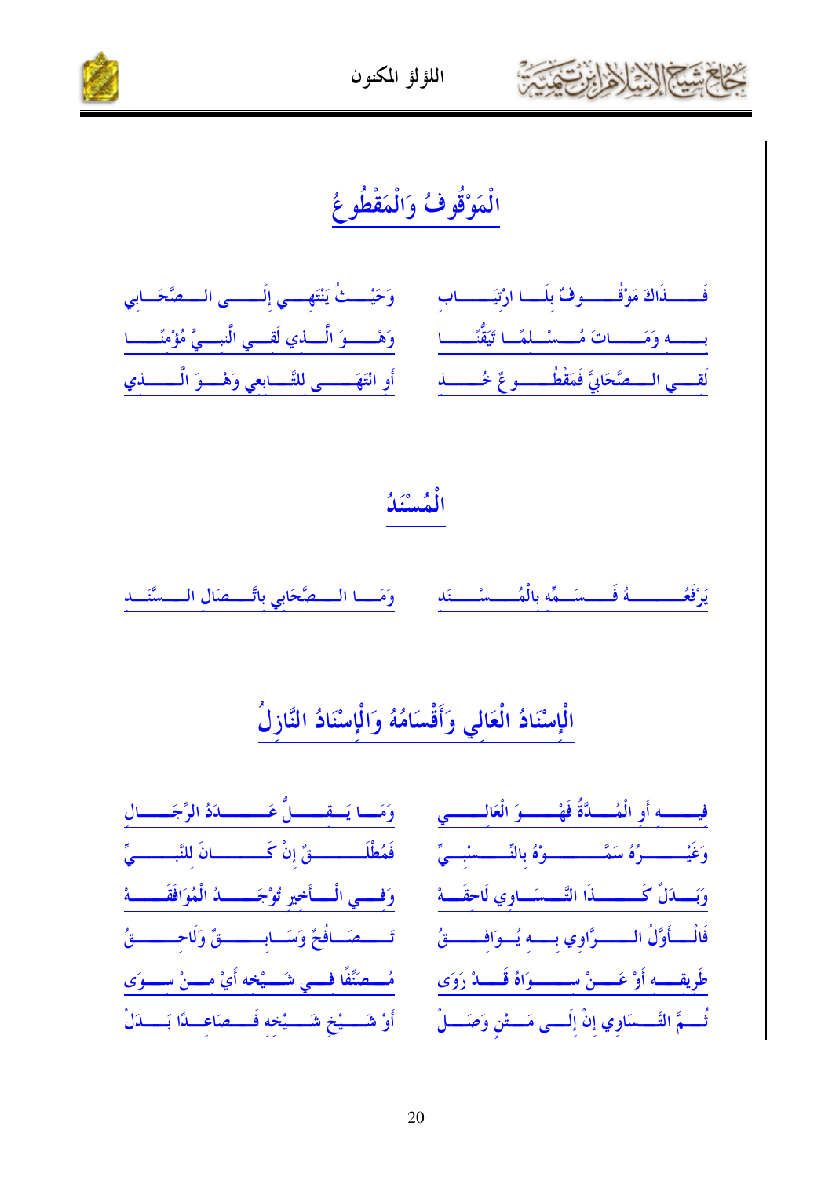## الْمَوْقُوفُ وَالْمَقْطُوعُ

فَــــذَاكَ مَوْقُـــوفٌ بِلَــا ارْتِيَـــابِ ... وَحَيْــثُ يَنْتَهِــي إِلَــى الــصَّحَــابِي

بِـــهِ وَمَــــاتَ مُـــسْـلِمًا تَيَقُّنَـــا ... وَهْــوَ الَّــذِي لَقِــي النَّبِــيَّ مُؤْمِنَـــا

لَقِــي الــصَّحَابِيَّ فَمَقْطُــوعٌ خُـــذْ ... أَوِ انْتَهَـــى لِلتَّـــابِعِي وَهْــوَ الَّـــذِي

## الْمُسْنَدُ

يَرْفَعُـــــهُ فَــسَـمِّهِ بِالْمُـــسْـــنَدْ ... وَمَــا الــصَّحَابِي بِاتِّــصَالِ الــسَّنَــدِ

## الْإِسْنَادُ الْعَالِي وَأَقْسَامُهُ وَالْإِسْنَادُ النَّازِلُ

فِيــــهِ أَوِ الْمُـــدَّةُ فَهْـــوَ الْعَالِـــي ... وَمَــا يَــقِـــلُّ عَـــدَدُ الرِّجَـــالِ

وَغَيْـــرُهُ سَمَّـــوْهُ بِالنِّـــسْبِـــيِّ ... فَمُطْلَـــقٌ إِنْ كَـــانَ لِلنَّبِـــيِّ

وَبَـــدَلٌ كَــــذَا التَّـــسَاوِي لَاحِقَــهْ ... وَفِــي الْـــأَخِيرِ تُوجَـــدُ الْمُوَافَقَـــهْ

فَالْـأَوَّلُ الـــرَّاوِي بِـــهِ يُـــوَافِــقُ ... تَـــصَــافُحٌ وَسَـــابِـــقٌ وَلَاحِـــقُ

طَرِيقَـــهُ أَوْ عَـــنْ ســـوَاهُ قَـــدْ رَوَى ... مُـــصَنِّفًا فِـــي شَـــيْخِهِ أَيْ مِـــنْ ســـوَى

ثُــمَّ التَّـــسَاوِي إِنْ إِلَـــى مَـــتْنٍ وَصَـــلْ ... أَوْ شَـــيْخِ شَـــيْخِهِ فَـــصَاعِـــدًا بَـــدَلْ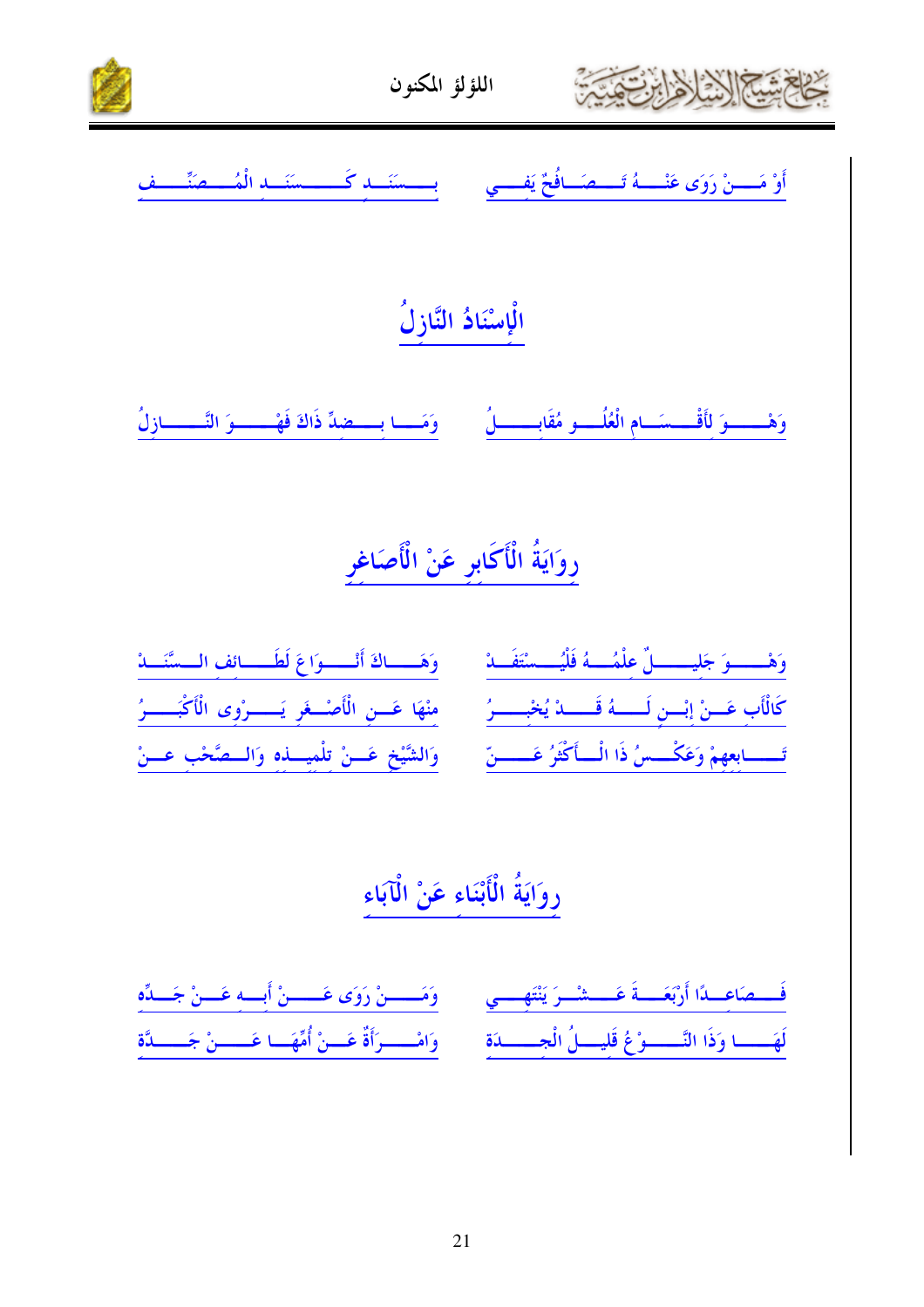أَوْ مَنْ رَوَى عَنْهُ تَصَافُحٌ يَفِي ... بِسَنَدٍ كَسَنَدِ الْمُصَنِّفِ

## الْإِسْنَادُ النَّازِلُ

وَهْوَ لِأَقْسَامِ الْعُلُوِّ مُقَابِلُ ... وَمَا بِضِدٍّ ذَاكَ فَهْوَ النَّازِلُ

## رِوَايَةُ الْأَكَابِرِ عَنْ الْأَصَاغِرِ

وَهْوَ جَلِيلٌ عِلْمُهُ فَلْيُسْتَفَدْ ... وَهَاكَ أَنْوَاعَ لَطَائِفِ السَّنَدْ

كَالْأَبِ عَنْ إِبْنٍ لَهُ قَدْ يُخْبِرُ ... مِنْهَا عَنِ الْأَصْغَرِ يَرْوِي الْأَكْبَرُ

تَابِعِهِمْ وَعَكْسُ ذَا الْأَكْثَرُ عَنْ ... وَالشَّيْخِ عَنْ تِلْمِيذِهِ وَالصَّحْبِ عَنْ

## رِوَايَةُ الْأَبْنَاءِ عَنْ الْآبَاءِ

فَصَاعِدًا أَرْبَعَةَ عَشْرَ يَنْتَهِي ... وَمَنْ رَوَى عَنْ أَبِهِ عَنْ جَدِّهِ

لَهَا وَذَا النَّوْعُ قَلِيلُ الْجِدَّةِ ... وَامْرَأَةٌ عَنْ أُمِّهَا عَنْ جَدَّةِ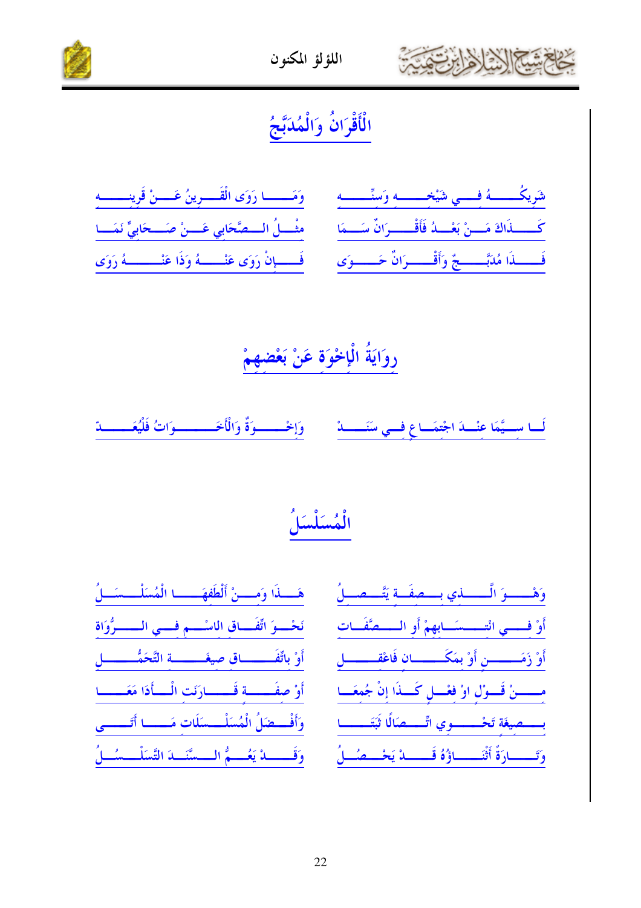## الْأَقْرَانُ وَالْمُدَبَّجُ

شَرِيكُهُ فِي شَيْخِهِ وَسِنِّهِ ... وَمَا رَوَى الْقَرِينُ عَنْ قَرِينِهِ

كَذَاكَ مَنْ بَعْدُ فَأَقْرَانٌ سَمَا ... مِثْلُ الصَّحَابِي عَنْ صَحَابِيٍّ نَمَا

فَذَا مُدَبَّجٌ وَأَقْرَانٌ حَوَى ... فَإِنْ رَوَى عَنْهُ وَذَا عَنْهُ رَوَى

## رِوَايَةُ الْإِخْوَةِ عَنْ بَعْضِهِمْ

وَإِخْوَةٌ وَالْأَخَوَاتُ فَلْيُعَدّ ... لَا سِيَّمَا عِنْدَ اجْتِمَاعٍ فِي سَنَدْ

## الْمُسَلْسَلُ

وَهْوَ الَّذِي بِصِفَةٍ يَتَّصِلُ ... هَذَا وَمِنْ أَلْطَفِهَا الْمُسَلْسَلُ

أَوْ فِي انْتِسَابِهِمْ أَوِ الصِّفَاتِ ... نَحْوَ اتِّفَاقِ الاسْمِ فِي الرُّوَاةِ

أَوْ زَمَنٍ أَوْ بِمَكَانٍ فَاعْقِلِ ... أَوْ بِاتِّفَاقِ صِيغَةِ التَّحَمُّلِ

مِنْ قَوْلٍ اوْ فِعْلٍ كَذَا إِنْ جُمِعَا ... أَوْ صِفَةٍ قَارَنَتِ الْأَدَا مَعَا

بِصِيغَةٍ تَحْوِي اتِّصَالًا ثَبَتَا ... وَأَفْضَلُ الْمُسَلْسَلَاتِ مَا أَتَى

وَتَارَةً أَثْنَاؤُهُ قَدْ يَحْصُلُ ... وَقَدْ يَعُمُّ السَّنَدَ التَّسَلْسُلُ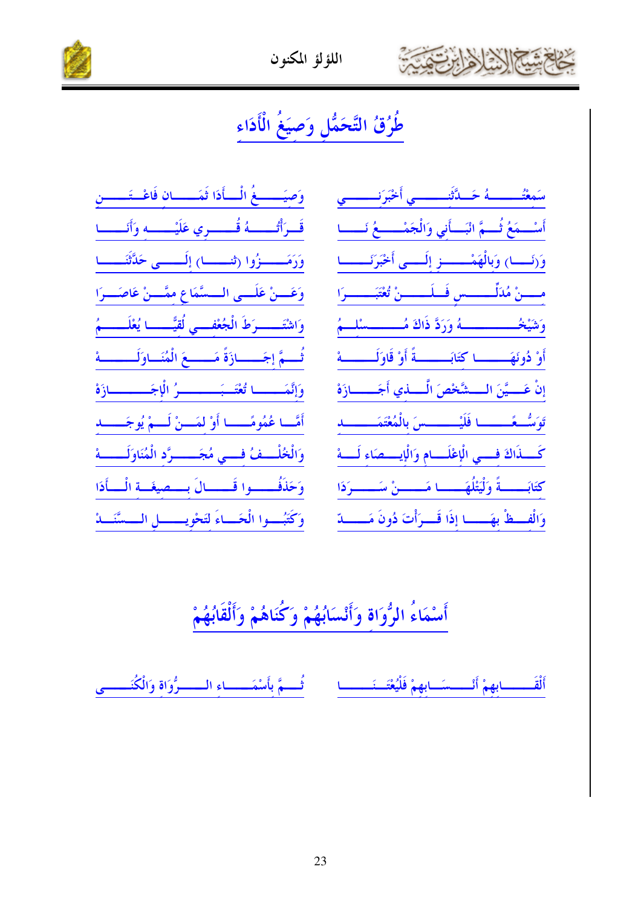## طُرُقُ التَّحَمُّلِ وَصِيَغُ الْأَدَاءِ

سَمِعْتُـــــــهُ حَـدَّثَنِـــــــي أَخْبَرَنِـــــــي ... وَصِيَـــــغُ الْـأَدَا ثَمَـــــان فَاعْـتَــــــنِ

أَسْـمَعُ ثُـمَّ انْبَـأَنِي وَالْجَمْـعُ نَــــا ... قَـرَأْتُــــهُ قُـــــرِي عَلَيْـــــه وَأَنَــــا

وَ(نَـــا) وَبِالْهَمْـــــزِ إِلَـــى أَخْبَرَنَـــا ... وَرَمَـــــزُوا (ثَنـــا) إِلَـــــى حَدَّثَنَـــا

مِـــنْ مُدَلِّـــــسٍ فَـلَــــــنْ تُعْتَبَــــرَا ... وَعَـــنْ عَلَـــى الـــسَّمَاعِ مِمَّـــنْ عَاصَــرَا

وَشَيْخُــــــــهُ وَرَدَّ ذَاكَ مُـــــــسْلِمُ ... وَاشْتَـــرَطَ الْجُعْفِـــي لُقِيًّـــا يُعْلَـــمُ

أَوْ دُونَهَـــا كِتَابَـــــةً أَوْ قَاوَلَـــهْ ... ثُـــمَّ إِجَـــازَةً مَـــعَ الْمُنَـاوَلَــــــهْ

إِنْ عَـــيَّنَ الـــشَّخْصَ الَّـــذِي أَجَـــازَهْ ... وَإِنَّمَـــا تُعْتَـبَـــــرُ الْإِجَـــــازَهْ

تَوَسُّـــعًـــا فَلَيْــــسَ بِالْمُعْتَمَـــــدِ ... أَمَّـــا عُمُومًـــا أَوْ لِمَـــنْ لَـــمْ يُوجَـــدِ

كَـــذَاكَ فِـــي الْإِعْلَـــامِ وَالْإِيــصَاءِ لَــهْ ... وَالْخُلْــفُ فِـــي مُجَـــرَّدِ الْمُنَاوَلَــهْ

كِتَابَــــةً وَلْيَتْلُهَـــا مَــــنْ سَـــرَدَا ... وَحَذَفُــــوا قَـــالَ بِـــصِيغَـةِ الْـــأَدَا

وَالْفِــظْ بِهَـــا إِذَا قَـــرَأْتَ دُونَ مَـــدّ ... وَكَتَبُـــوا الْحَـــاءَ لِتَحْوِيـــلِ الـــسَّنَدْ

## أَسْمَاءُ الرُّوَاة وَأَنْسَابُهُمْ وَكُنَاهُمْ وَأَلْقَابُهُمْ

أَلْقَـــــابِهِمْ أَنْـــــسَابِهِمْ فَلْيُعْتَـنَـــــا ... ثُـــمَّ بِأَسْمَـــــاءِ الـــــرُّوَاة وَالْكُنَـــى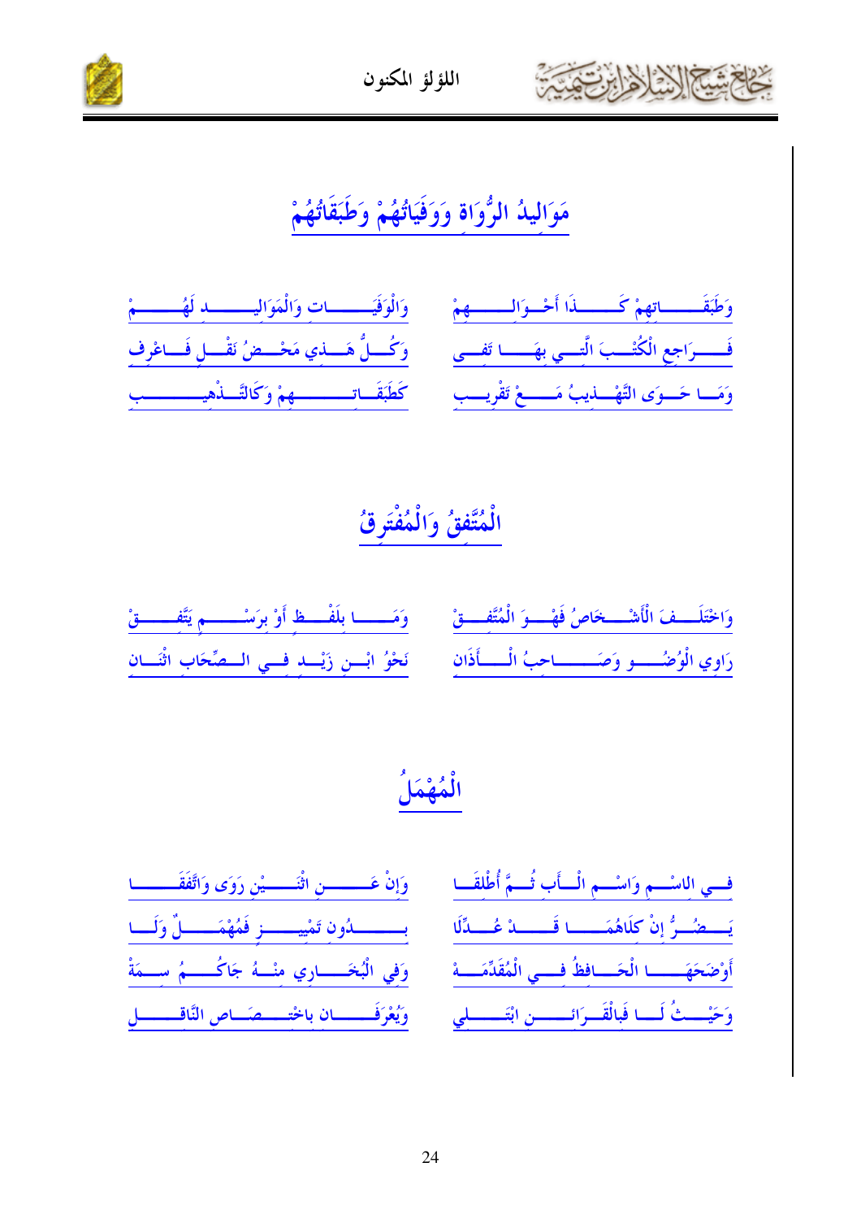## مَوَالِيدُ الرُّوَاة ووَفَيَاتُهُمْ وطَبَقَاتُهُمْ

وَطَبَقَاتِهِمْ كَذَا أَحْوَالِهِمْ ... وَالْوَفَيَاتِ وَالْمَوَالِيد لَهُمْ

فَرَاجِعِ الْكُتْبَ الَّتِي بِهَا تَفِي ... وَكُلُّ هَذِي مَحْضُ نَقْلٍ فَاعْرِف

وَمَا حَوَى التَّهْذِيبُ مَعْ تَقْرِيبِ ... كَطَبَقَاتِهِمْ وَكَالتَّذْهِيبِ

## الْمُتَّفِقُ وَالْمُفْتَرِقُ

وَاخْتَلَفَ الْأَشْخَاصُ فَهْوَ الْمُتَّفِقْ ... وَمَا بِلَفْظٍ أَوْ بِرَسْمٍ يَتَّفِقْ

رَاوِي الْوُضُو وَصَاحِبُ الْأَذَان ... نَحْوُ ابْنِ زَيْدٍ فِي الصِّحَابِ اثْنَان

## الْمُهْمَلُ

فِي الاسْمِ وَاسْمِ الْأَبِ ثُمَّ أُطْلِقَا ... وَإِنْ عَنِ اثْنَيْنِ رَوَى وَاتَّفَقَا

يَضُرُّ إِنْ كِلَاهُمَا قَدْ عُدِّلَا ... بِدُونِ تَمْيِيزٍ فَمُهْمَلٌ وَلَا

أَوْضَحَهَا الْحَافِظُ فِي الْمُقَدِّمَةْ ... وَفِي الْبُخَارِي مِنْهُ جَاكُمُ سِمَةْ

وَحَيْثُ لَا فَبِالْقَرَائِنِ ابْتَلِي ... وَيُعْرَفَانِ بِاخْتِصَاصِ النَّاقِلِ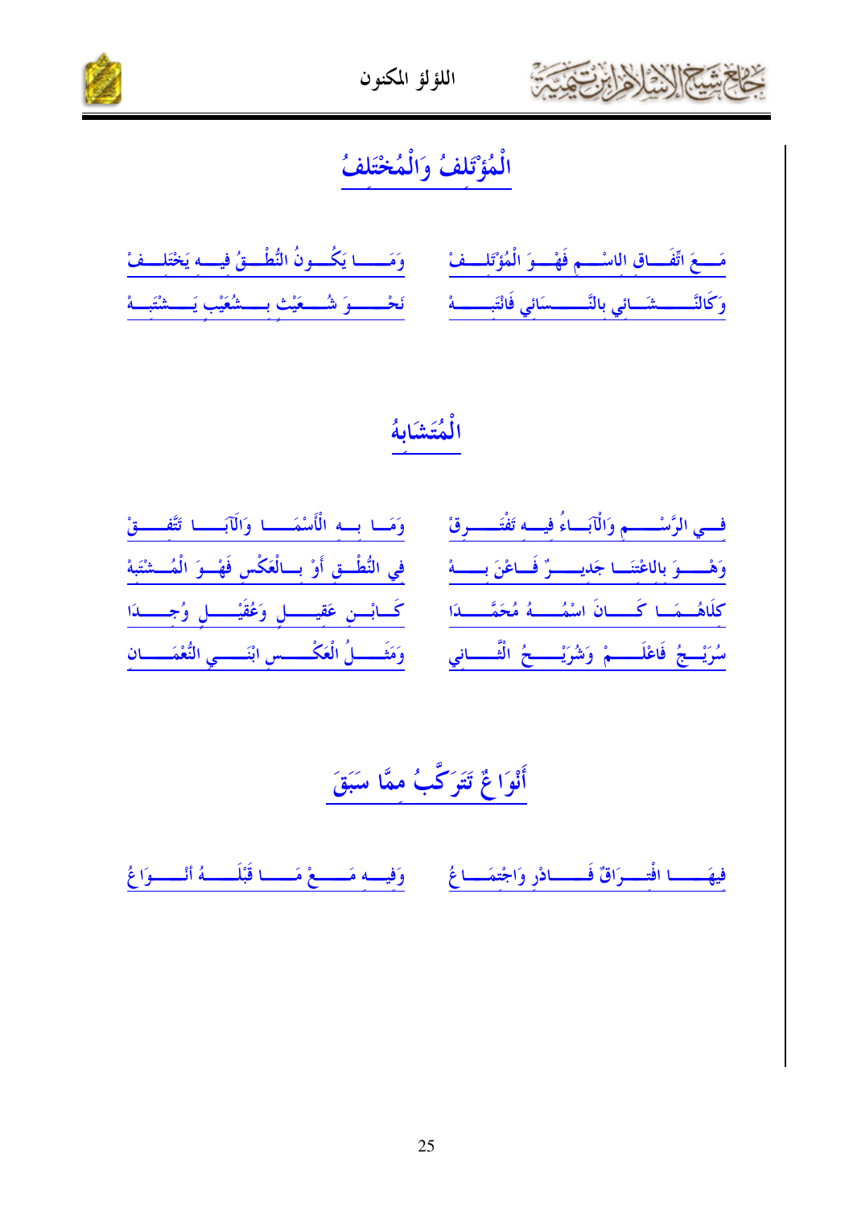## الْمُؤْتَلِفُ وَالْمُخْتَلِفُ

مَـعَ اتِّفَـاقِ الاسْـمِ فَهْـوَ الْمُؤْتَلِـفْ ... وَمَـا يَكُـونُ النُّطْـقُ فِيـهِ يَخْتَلِـفْ

وَكَالنَّـشَـائِي بِالنَّـسَائِي فَانْتَبِـهْ ... نَحْـوَ شُـعَيْث بِـشُعَيْبٍ يَـشْتَبِهْ

## الْمُتَشَابِهُ

فِـي الرَّسْـمِ وَالْآبَـاءُ فِيـهِ تَفْتَـرِقْ ... وَمَـا بِـهِ الْأَسْمَـا وَالْآبَـا تَتَّفِـقْ

وَهْـوَ بِالاعْتِنَـا جَدِيـرٌ فَـاعْنَ بِـهْ ... فِي النُّطْـقِ أَوْ بِـالْعَكْسِ فَهْـوَ الْمُشْتَبِهْ

كِلَاهُـمَـا كَـانَ اسْمُـهُ مُحَمَّـدَا ... كَـابْنِ عَقِيـلٍ وَعُقَيْـلٍ وُجِـدَا

سُرَيْـجُ فَاعْلَـمْ وَشُرَيْـحُ الثَّـانِي ... وَمَثَـلُ الْعَكْـسِ ابْنَـيِ النُّعْمَـانِ

## أَنْوَاعٌ تَتَرَكَّبُ مِمَّا سَبَقَ

فِيهَـا افْتِـرَاقٌ فَـادْرِ وَاجْتِمَـاعُ ... وَفِيـهِ مَـعْ مَـا قَبْلَـهُ أَنْـوَاعُ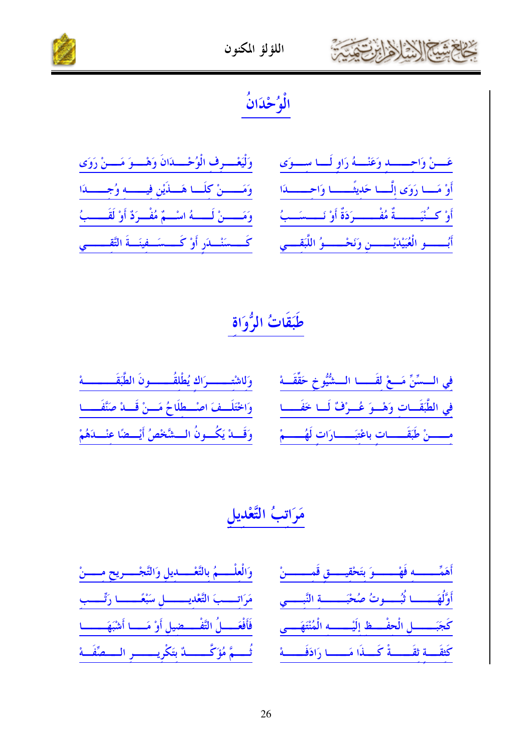## الْوُحْدَانُ

عَنْ وَاحِدٍ وَعَنْهُ رَاوٍ لَا سِوَى ... وَلْيَعْرِفِ الْوُحْدَانَ وَهْوَ مَنْ رَوَى

أَوْ مَا رَوَى إِلَّا حَدِيثًا وَاحِدَا ... وَمَنْ كِلَا هَذَيْنِ فِيهِ وُجِدَا

أَوْ كُنْيَةٌ مُفْرَدَةٌ أَوْ نَسَبُ ... وَمَنْ لَهُ اسْمٌ مُفْرَدٌ أَوْ لَقَبُ

أَبُو الْعُبَيْدَيْنِ وَنَحْوُ اللَّبَقِي ... كَسَنْدَرٍ أَوْ كَسَفِينَةَ التَّقِي

## طَبَقَاتُ الرُّوَاةِ

فِي السِّنِّ مَعْ لِقَا الشُّيُوخِ حَقِّقَهْ ... وَالاشْتِرَاكُ يُطْلِقُونَ الطَّبَقَهْ

فِي الطَّبَقَاتِ وَهْوَ عُرْفٌ لَا خَفَا ... وَاخْتَلَفَ اصْطِلَاحُ مَنْ قَدْ صَنَّفَا

مِنْ طَبَقَاتٍ بِاعْتِبَارَاتٍ لَهُمْ ... وَقَدْ يَكُونُ الشَّخْصُ أَيْضًا عِنْدَهُمْ

## مَرَاتِبُ التَّعْدِيلِ

أَهَمِّهِ فَهْوَ بِتَحْقِيقٍ قَمِنْ ... وَالْعِلْمُ بِالتَّعْدِيلِ وَالتَّجْرِيحِ مِنْ

أَوَّلُهَا ثُبُوتُ صُحْبَةِ النَّبِي ... مَرَاتِبَ التَّعْدِيلِ سَبْعًا رَتِّبِ

كَجَبَلِ الْحِفْظِ إِلَيْهِ الْمُنْتَهَى ... فَأَفْعَلُ التَّفْضِيلِ أَوْ مَا أَشْبَهَا

كَثِقَةٍ ثِقَةٌ كَذَا مَا رَادَفَهْ ... ثُمَّ مُؤَكَّدٌ بِتَكْرِيرِ الصِّفَهْ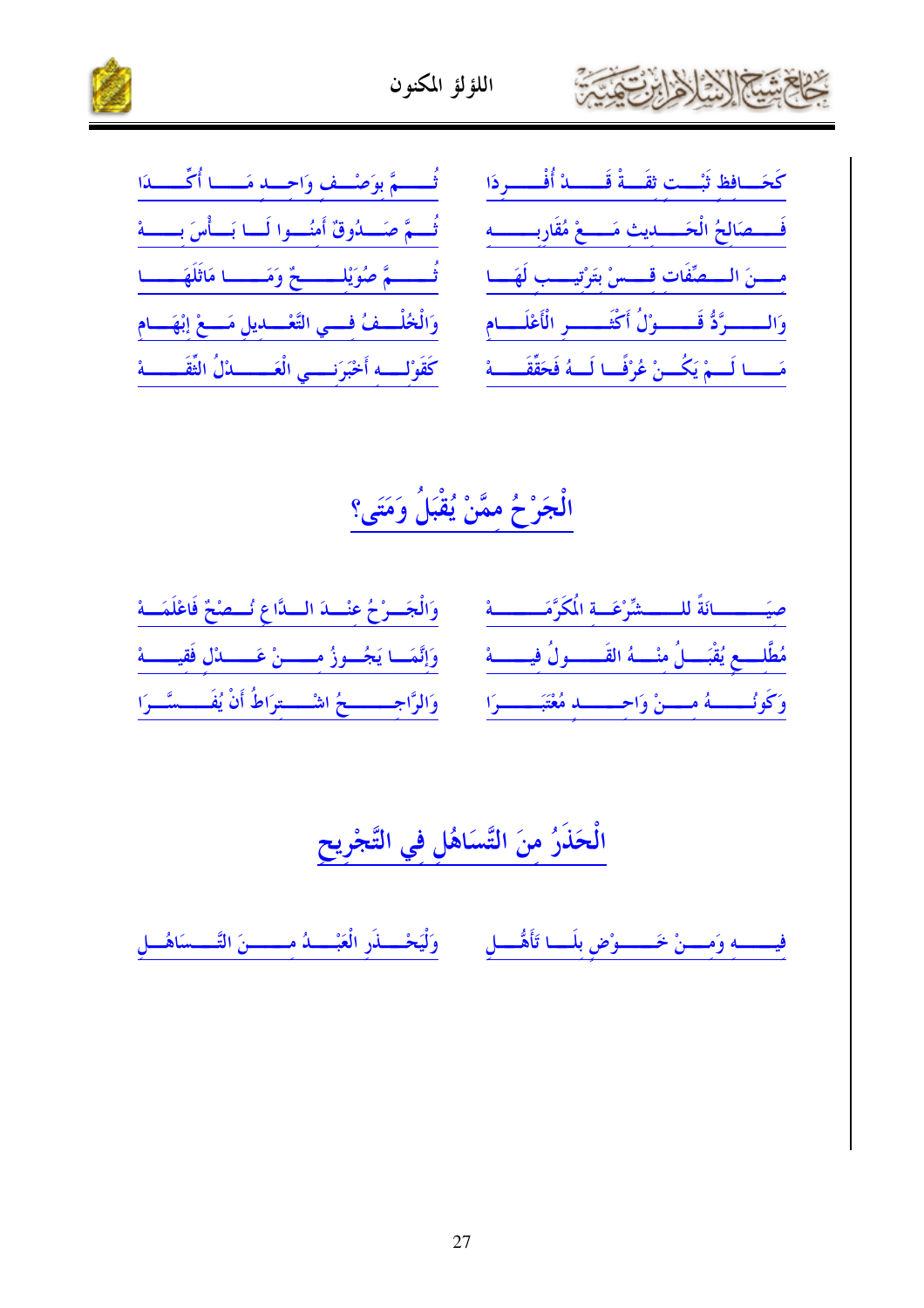كَحَافِظ ثَبْت ثِقَة قَدْ أُفْرِدَا ... ثُمَّ بِوَصْف وَاحِد مَا أُكِّدَا

فَصَالِحُ الْحَدِيث مَعْ مُقَارِبِهْ ... ثُمَّ صَدُوقٌ أَمِنُوا لَا بَأْسَ بِهْ

مِنَ الصِّفَات قِسْ بِتَرْتِيب لَهَا ... ثُمَّ صُوَيْلِحٌ وَمَا مَاثَلَهَا

وَالرَّدُّ قَوْلُ أَكْثَرِ الْأَعْلَام ... وَالْخُلْفُ فِي التَّعْدِيلِ مَعْ إِبْهَام

مَا لَمْ يَكُنْ عُرْفًا لَهُ فَحَقِّقَهْ ... كَقَوْلِهِ أَخْبَرَنِي الْعَدْلُ الثِّقَهْ

## الْجَرْحُ مِمَّنْ يُقْبَلُ وَمَتَى؟

صِيَانَةً لِلشِّرْعَةِ الْمُكَرَّمَهْ ... وَالْجَرْحُ عِنْدَ الدَّاعِ نُصْحٌ فَاعْلَمَهْ

مُطَّلِع يُقْبَلُ مِنْهُ الْقَولُ فِيهْ ... وَإِنَّمَا يَجُوزُ مِنْ عَدْل فَقِيهْ

وَكَوْنُهُ مِنْ وَاحِد مُعْتَبَرَا ... وَالرَّاجِحُ اشْتِرَاطُ أَنْ يُفَسَّرَا

## الْحَذَرُ مِنَ التَّسَاهُلِ فِي التَّجْرِيحِ

فِيهِ وَمِنْ خَوْضٍ بِلَا تَأَهُّلِ ... وَلْيَحْذَرِ الْعَبْدُ مِنَ التَّسَاهُلِ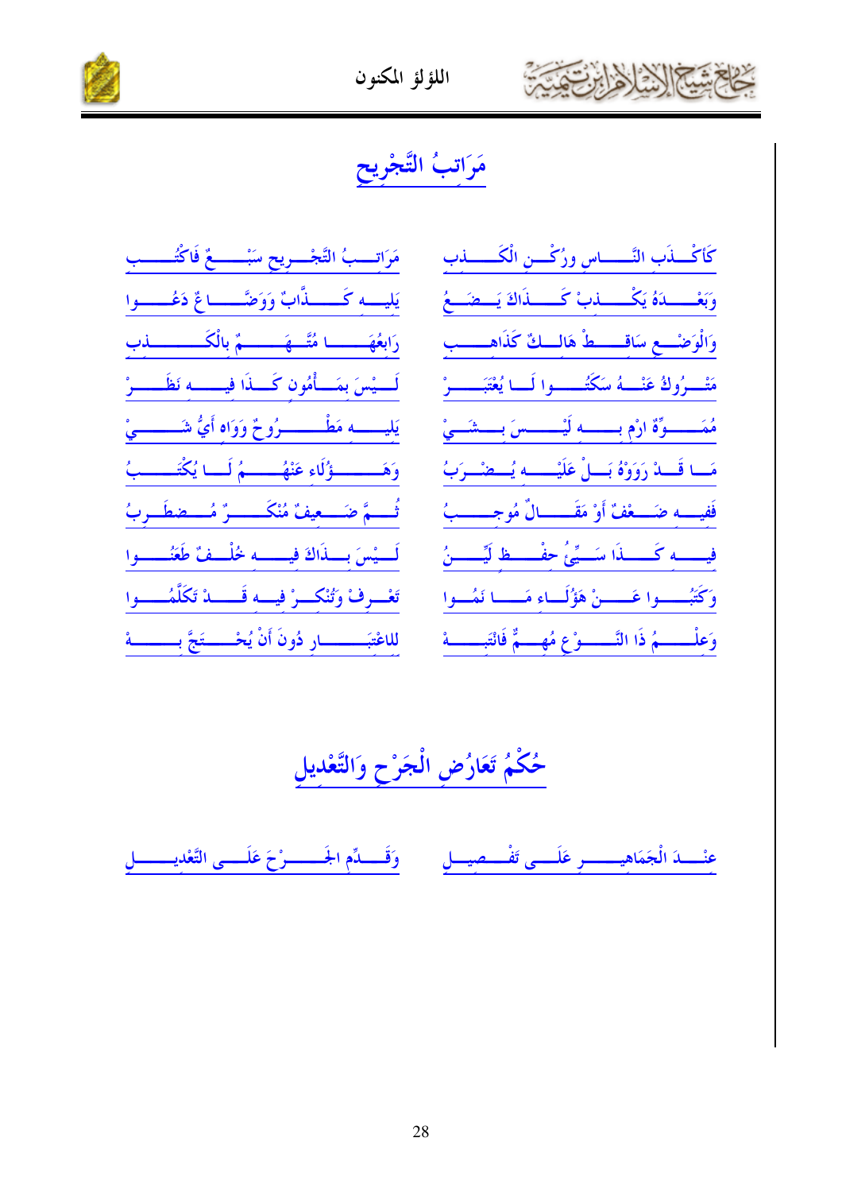## مَرَاتِبُ التَّجْرِيحِ

مَرَاتِبُ التَّجْرِيحِ سَبْعٌ فَاكْتُبِ ... كَأَكْذَبِ النَّاسِ ورُكْنِ الْكَذِبِ

يَلِيهِ كَذَّابٌ وَوَضَّاعٌ دَعُوا ... وَبَعْدَهُ يَكْذِبُ كَذَاكَ يَضَعُ

رَابِعُهَا مُتَّهَمٌ بِالْكَذِبِ ... وَالْوَضْعِ سَاقِطٌ هَالِكٌ كَذَاهِبِ

لَيْسَ بِمَأْمُونٍ كَذَا فِيهِ نَظَرْ ... مَتْرُوكٌ عَنْهُ سَكَتُوا لَا يُعْتَبَرْ

يَلِيهِ مَطْرُوحٌ وَوَاهٍ أَيُّ شَيْ ... مُمَوِّهٌ ارْمِ بِهِ لَيْسَ بِشَيْ

وَهَؤُلَاءِ عَنْهُمُ لَا يُكْتَبُ ... مَا قَدْ رَوَوْهُ بَلْ عَلَيْهِ يُضْرَبُ

ثُمَّ ضَعِيفٌ مُنْكَرٌ مُضطَرِبُ ... فَفِيهِ ضَعْفٌ أَوْ مَقَالٌ مُوجِبُ

لَيْسَ بِذَاكَ فِيهِ خُلْفٌ طَعَنُوا ... فِيهِ كَذَا سَيِّئُ حِفْظٍ لَيِّنُ

تَعْرِفُ وَتُنْكِرُ فِيهِ قَدْ تَكَلَّمُوا ... وَكَتَبُوا عَنْ هَؤُلَاءِ مَا نَمُوا

لِلاعْتِبَارِ دُونَ أَنْ يُحْتَجَّ بِهْ ... وَعِلْمُ ذَا النَّوْعِ مُهِمٌّ فَانْتَبِهْ

## حُكْمُ تَعَارُضِ الْجَرْحِ وَالتَّعْدِيلِ

وَقَدِّمِ الجَرْحَ عَلَى التَّعْدِيلِ ... عِنْدَ الْجَمَاهِيرِ عَلَى تَفْصِيلِ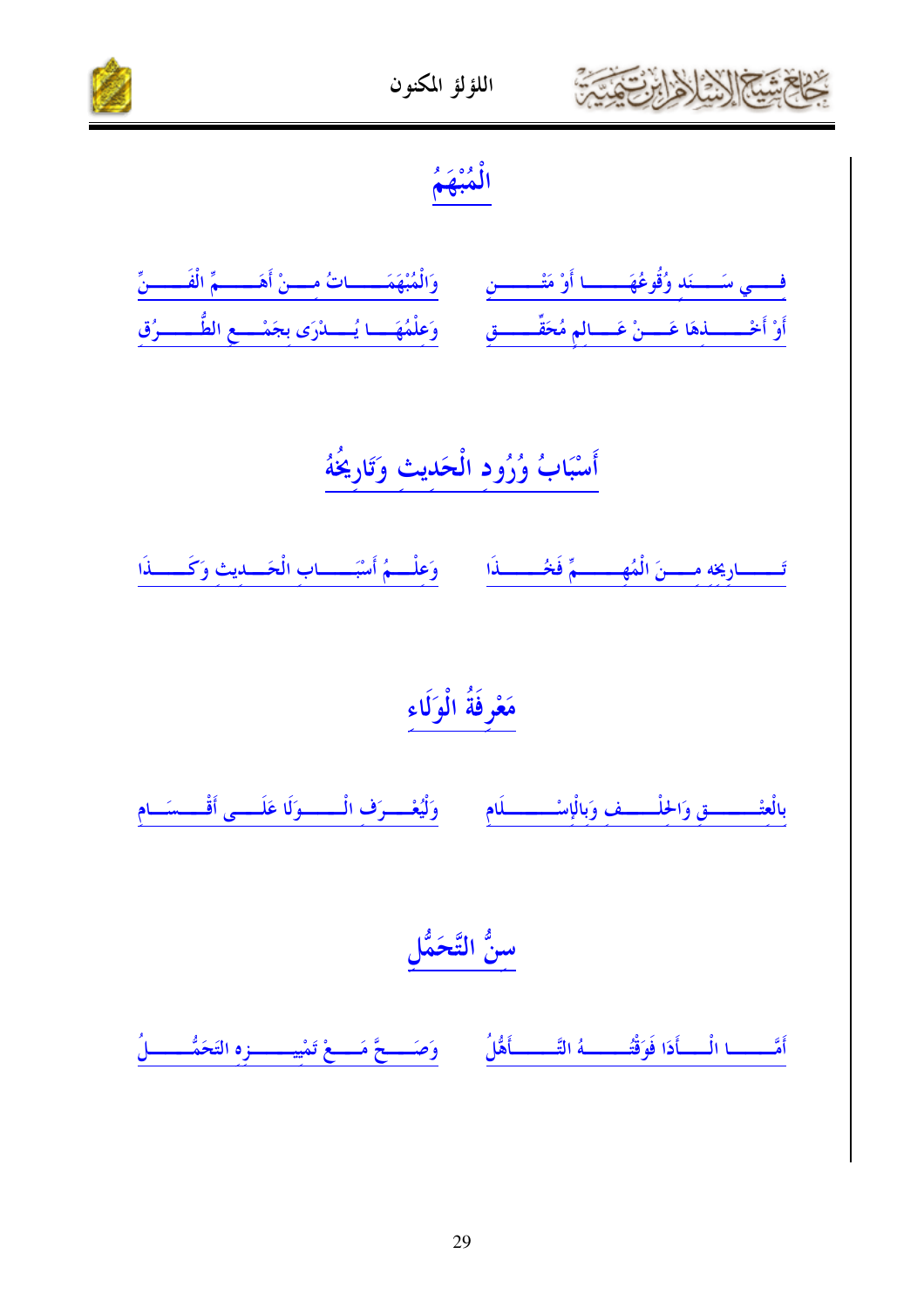## الْمُبْهَمُ

فِـــي سَـــنَدٍ وُقُوعُهَـــا أَوْ مَتْـــنِ ... وَالْمُبْهَمَـــاتُ مِـــنْ أَهَـــمِّ الْفَـــنِّ

أَوْ أَخْـــذِهَا عَـــنْ عَـــالِمٍ مُحَقِّـــقِ ... وَعِلْمُهَـــا يُـــدْرَى بِجَمْـــعِ الطُّـــرُقِ

## أَسْبَابُ وُرُودِ الْحَدِيثِ وَتَارِيخُهُ

تَـــارِيخِهِ مِـــنَ الْمُهِـــمِّ فَخُـــذَا ... وَعِلْـــمُ أَسْبَـــابِ الْحَـــدِيثِ وَكَـــذَا

## مَعْرِفَةُ الْوَلَاءِ

بِالْعِتْـــقِ وَالْحِلْـــفِ وَبِالْإِسْـــلَامِ ... وَلْيُعْـــرَفِ الْـــوَلَا عَلَـــى أَقْـــسَامِ

## سِنُّ التَّحَمُّلِ

أَمَّـــا الْـــأَدَا فَوَقْتُـــهُ التَّـــأَهُّلُ ... وَصَـــحَّ مَـــعْ تَمْيِيـــزِهِ التَحَمُّـــلُ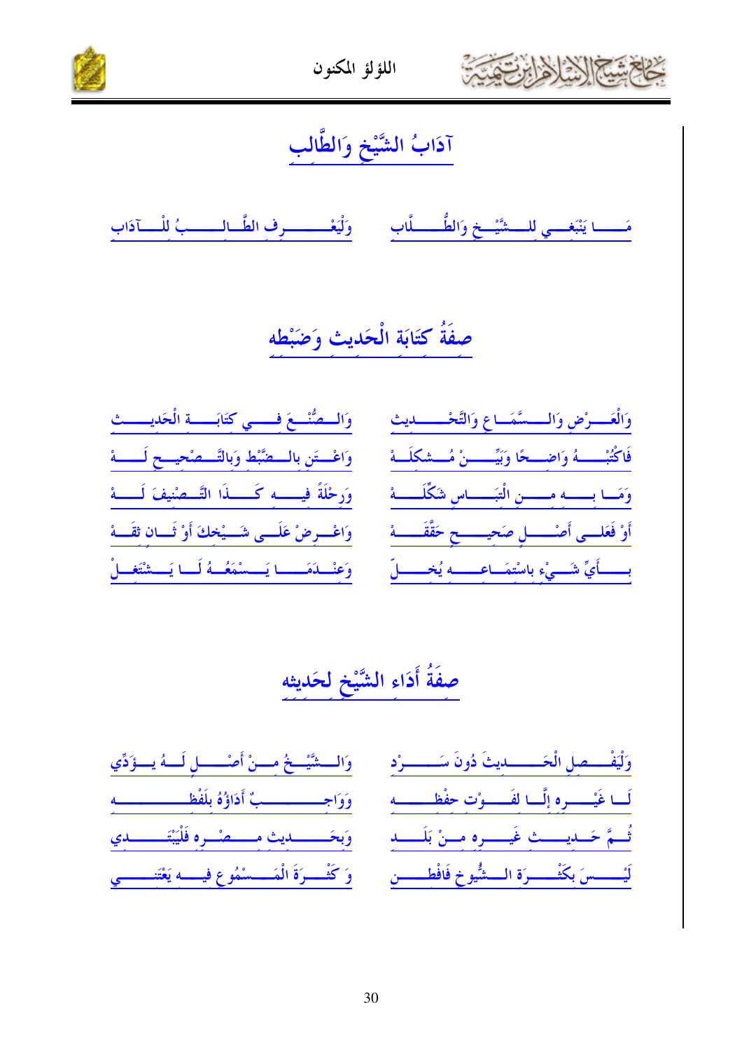## آدَابُ الشَّيْخِ وَالطَّالب

مَا يَنْبَغِي لِلشَّيْخِ وَالطُّلَّابِ ... وَلْيَعْرِفِ الطَّالِبُ لِلْآدَابِ

## صِفَةُ كِتَابَةِ الْحَدِيثِ وَضَبْطِهِ

وَالْعَرْضِ وَالسَّمَاعِ وَالتَّحْدِيثِ ... وَالصُّنْعَ فِي كِتَابَةِ الْحَدِيثِ

فَاكْتُبْهُ وَاضِحًا وَبَيِّنْ مُشْكَلَهْ ... وَاعْتَنِ بِالضَّبْطِ وَبِالتَّصْحِيحِ لَهْ

وَمَا بِهِ مِنَ الْتِبَاسٍ شَكِّلَهْ ... وَرِحْلَةً فِيهِ كَذَا التَّصْنِيفَ لَهْ

أَوْ فَعَلَى أَصْلٍ صَحِيحٍ حَقَّقَهْ ... وَاعْرِضْ عَلَى شَيْخِكَ أَوْ ثَانٍ ثِقَهْ

بِأَيِّ شَيْءٍ بِاسْتِمَاعِهِ يُخِلّ ... وَعِنْدَمَا يَسْمَعُهُ لَا يَشْتَغِلْ

## صِفَةُ أَدَاءِ الشَّيْخِ لِحَدِيثِهِ

وَلْيَفْصِلِ الْحَدِيثَ دُونَ سَرْدِ ... وَالشَّيْخُ مِنْ أَصْلٍ لَهُ يُؤَدِّي

لَا غَيْرِهِ إِلَّا لِفَوْتِ حِفْظِهِ ... وَوَاجِبٌ أَدَاؤُهُ بِلَفْظِهِ

ثُمَّ حَدِيثِ غَيْرِهِ مِنْ بَلَدِ ... وَبِحَدِيثِ مِصْرِهِ فَلْيَبْتَدِي

لَيْسَ بِكَثْرَةِ الشُّيُوخِ فَافْطِنِ ... وَكَثْرَةَ الْمَسْمُوعِ فِيهِ يَعْتَنِي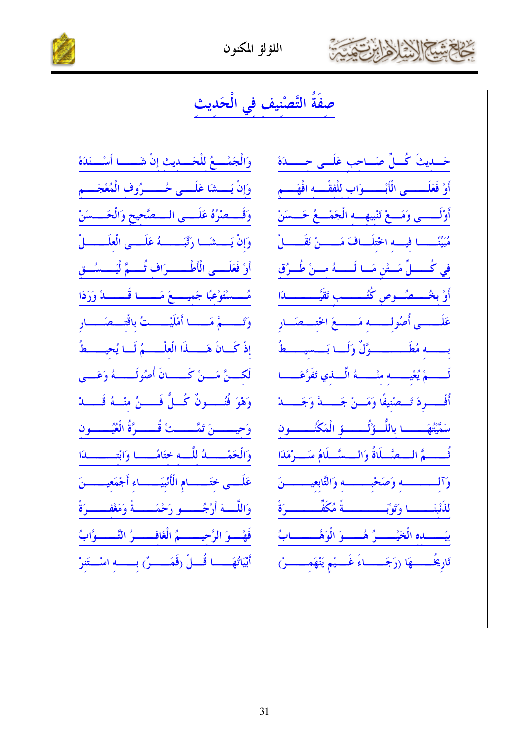## صِفَةُ التَّصْنِيفِ فِي الْحَدِيث

حَـدِيثَ كُـلِّ صَـاحِبٍ عَلَـى حِـدَهْ ... وَالْجَمْـعُ لِلْحَـدِيثِ إِنْ شَـا أَسْـنَدَهْ

أَوْ فَعَلَـى الْأَبْـوَابِ لِلْفِقْـهِ افْهَـمِ ... وَإِنْ يَـشَا عَلَـى حُـرُوفِ الْمُعْجَـمِ

أَوْلَـى وَمَـعْ تَنْبِيهِـهِ الْجَمْـعُ حَـسَنْ ... وَقَـصْرُهُ عَلَـى الـصَّحِيحِ وَالْحَـسَنْ

مُبَيِّنَـا فِيـهِ اخْتِلَـافَ مَـنْ نَقَـلْ ... وَإِنْ يَـشَا رَتَّبَـهُ عَلَـى الْعِلَـلْ

فِي كُـلِّ مَـتْنٍ مَـا لَـهُ مِـنْ طُـرُقِ ... أَوْ فَعَلَـى الْأَطْـرَافِ ثُـمَّ لْيَـسُقِ

أَوْ بِخُـصُوصِ كُتُـبٍ تَقَيَّـدَا ... مُـسْتَوْعِبًا جَمِيـعَ مَـا قَـدْ وَرَدَا

عَلَـى أُصُولِـهِ مَـعَ اخْتِـصَارِ ... وَتَـمَّ مَـا أَمْلَيْـتُ بِاقْتِـصَارِ

بِـهِ مُطَـوَّلٌ وَلَـا بَـسِيطُ ... إِذْ كَـانَ هَـذَا الْعِلْـمُ لَـا يُحِيـطُ

لَـمْ يُعْيِـهِ مِنْـهُ الَّـذِي تَفَرَّعَـا ... لَكِـنَّ مَـنْ كَـانَ أُصُولَـهُ وَعَـى

أُفْـرِدَ تَـصْنِيفًا وَمَـنْ جَـدَّ وَجَـدْ ... وَهْوَ فُنُـونٌ كُـلُّ فَـنٍّ مِنْـهُ قَـدْ

سَمَّيْتُهَـا بِاللُّـؤْلُـؤِ الْمَكْنُـونِ ... وَحِـينَ تَمَّـتْ قُـرَّةُ الْعُيُـونِ

ثُـمَّ الـصَّلَاةُ وَالـسَّلَامُ سَـرْمَدَا ... وَالْحَمْـدُ لِلَّـهِ خِتَامًـا وَابْتِـدَا

وَآلِـهِ وَصَحْبِـهِ وَالتَّابِعِيـنَ ... عَلَـى خِتَـامِ الْأَنْبِيَـاءِ أَجْمَعِيـنَ

لِذَنْبِنَـا وَتَوْبَـةً مُكَفِّـرَهْ ... وَاللَّـهَ أَرْجُـو رَحْمَـةً وَمَغْفِـرَهْ

بِيَـدِهِ الْخَيْـرُ هُـوَ الْوَهَّـابُ ... فَهْـوَ الرَّحِيـمُ الْغَافِـرُ التَّـوَّابُ

تَارِيخُهَـا (رَجَـاءَ غَـيْمٍ يَنْهَمِـرْ) ... أَبْيَاتُهَـا قُـلْ (قَمَـرٌ) بِـهِ اسْـتَتَرْ